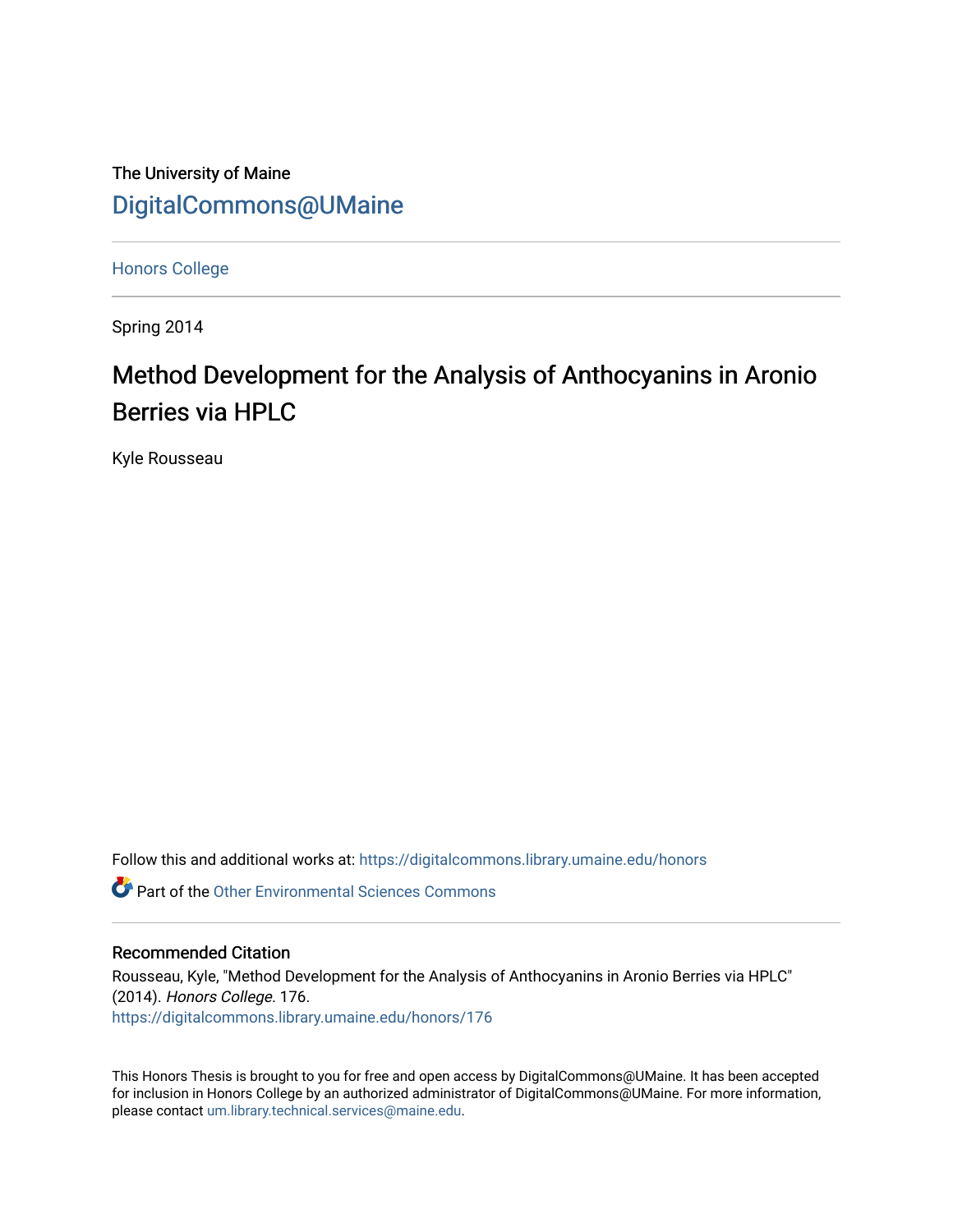The University of Maine

DigitalCommons@UMaine

Honors College

Spring 2014

# Method Development for the Analysis of Anthocyanins in Aronio Berries via HPLC

Kyle Rousseau

Follow this and additional works at: https://digitalcommons.library.umaine.edu/honors

Part of the Other Environmental Sciences Commons

## Recommended Citation

Rousseau, Kyle, "Method Development for the Analysis of Anthocyanins in Aronio Berries via HPLC" (2014). *Honors College*. 176.
https://digitalcommons.library.umaine.edu/honors/176

This Honors Thesis is brought to you for free and open access by DigitalCommons@UMaine. It has been accepted for inclusion in Honors College by an authorized administrator of DigitalCommons@UMaine. For more information, please contact um.library.technical.services@maine.edu.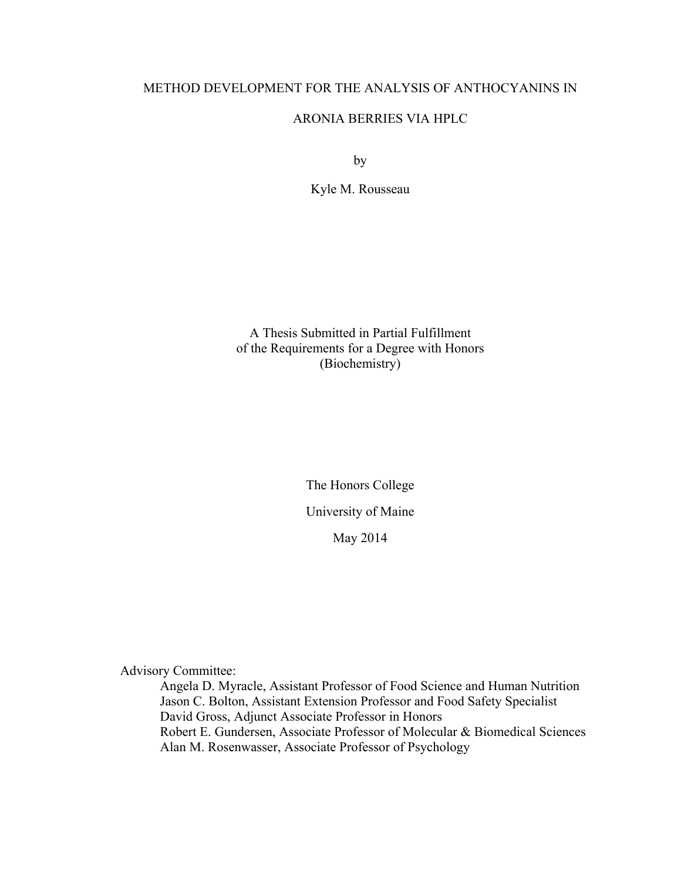# METHOD DEVELOPMENT FOR THE ANALYSIS OF ANTHOCYANINS IN ARONIA BERRIES VIA HPLC

by

Kyle M. Rousseau

A Thesis Submitted in Partial Fulfillment
of the Requirements for a Degree with Honors
(Biochemistry)

The Honors College

University of Maine

May 2014

Advisory Committee:

Angela D. Myracle, Assistant Professor of Food Science and Human Nutrition
Jason C. Bolton, Assistant Extension Professor and Food Safety Specialist
David Gross, Adjunct Associate Professor in Honors
Robert E. Gundersen, Associate Professor of Molecular & Biomedical Sciences
Alan M. Rosenwasser, Associate Professor of Psychology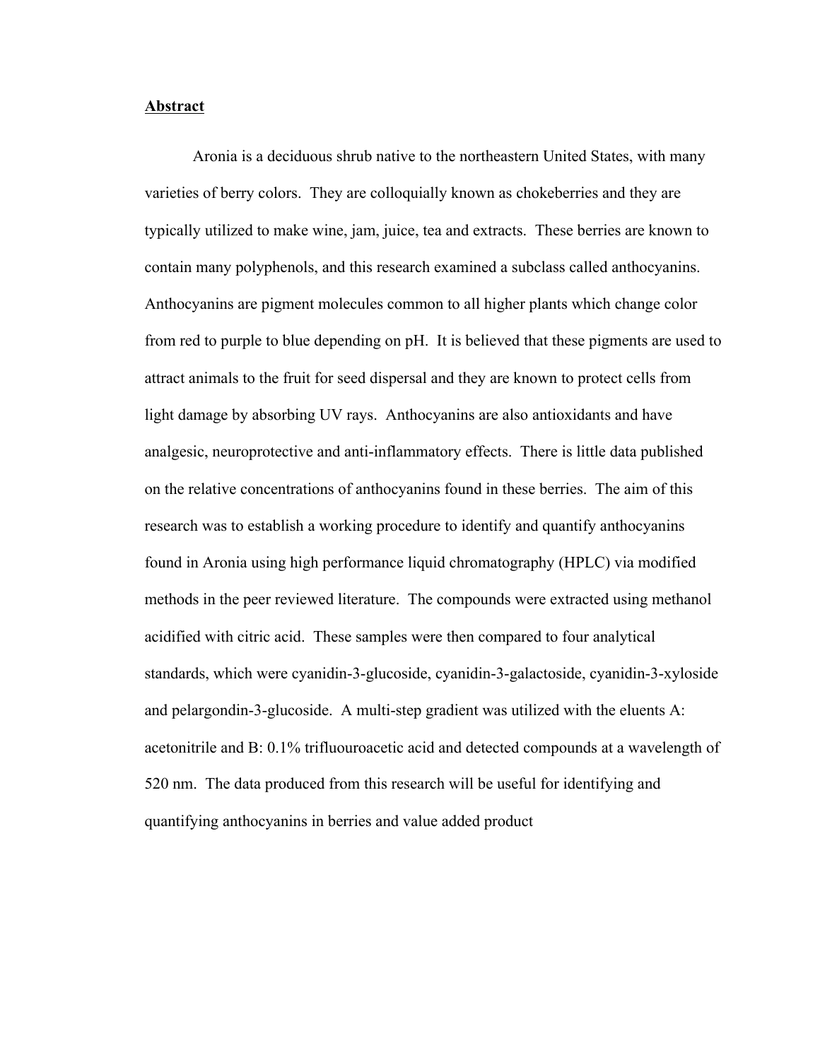**Abstract**

Aronia is a deciduous shrub native to the northeastern United States, with many varieties of berry colors. They are colloquially known as chokeberries and they are typically utilized to make wine, jam, juice, tea and extracts. These berries are known to contain many polyphenols, and this research examined a subclass called anthocyanins. Anthocyanins are pigment molecules common to all higher plants which change color from red to purple to blue depending on pH. It is believed that these pigments are used to attract animals to the fruit for seed dispersal and they are known to protect cells from light damage by absorbing UV rays. Anthocyanins are also antioxidants and have analgesic, neuroprotective and anti-inflammatory effects. There is little data published on the relative concentrations of anthocyanins found in these berries. The aim of this research was to establish a working procedure to identify and quantify anthocyanins found in Aronia using high performance liquid chromatography (HPLC) via modified methods in the peer reviewed literature. The compounds were extracted using methanol acidified with citric acid. These samples were then compared to four analytical standards, which were cyanidin-3-glucoside, cyanidin-3-galactoside, cyanidin-3-xyloside and pelargondin-3-glucoside. A multi-step gradient was utilized with the eluents A: acetonitrile and B: 0.1% trifluouroacetic acid and detected compounds at a wavelength of 520 nm. The data produced from this research will be useful for identifying and quantifying anthocyanins in berries and value added product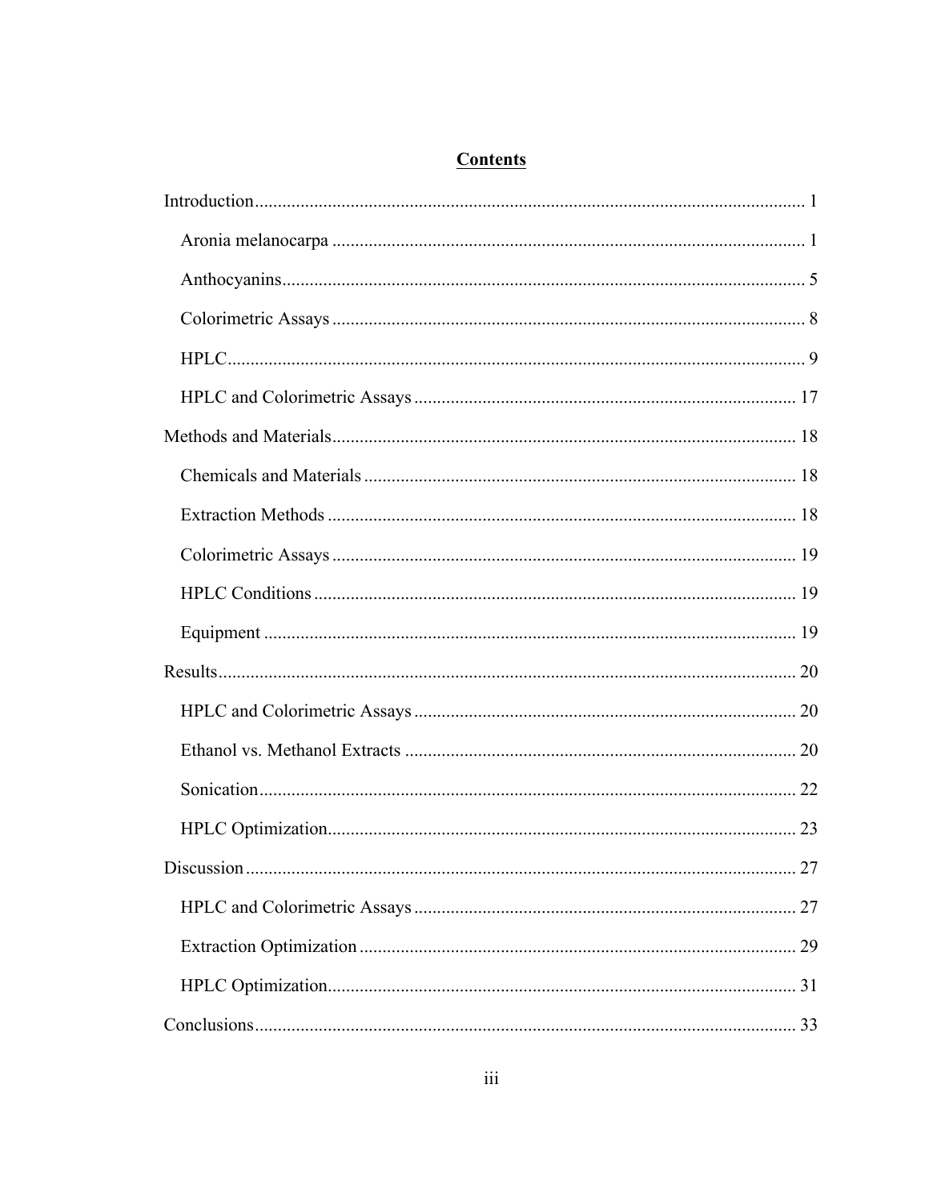# Contents

Introduction ........ 1

- Aronia melanocarpa ........ 1
- Anthocyanins ........ 5
- Colorimetric Assays ........ 8
- HPLC ........ 9
- HPLC and Colorimetric Assays ........ 17

Methods and Materials ........ 18

- Chemicals and Materials ........ 18
- Extraction Methods ........ 18
- Colorimetric Assays ........ 19
- HPLC Conditions ........ 19
- Equipment ........ 19

Results ........ 20

- HPLC and Colorimetric Assays ........ 20
- Ethanol vs. Methanol Extracts ........ 20
- Sonication ........ 22
- HPLC Optimization ........ 23

Discussion ........ 27

- HPLC and Colorimetric Assays ........ 27
- Extraction Optimization ........ 29
- HPLC Optimization ........ 31

Conclusions ........ 33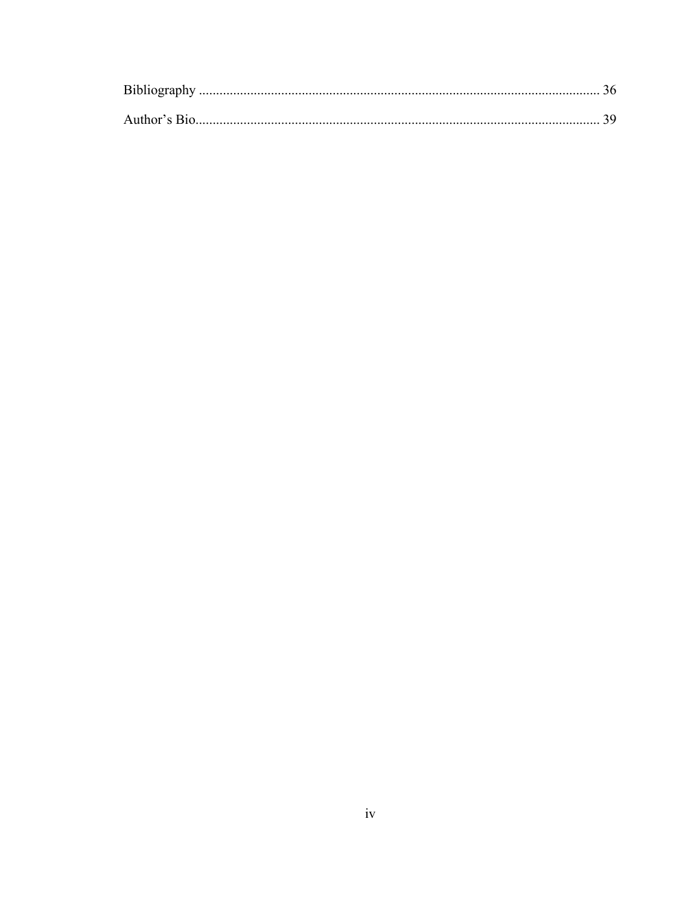Bibliography ..................................................................................................................... 36

Author's Bio....................................................................................................................... 39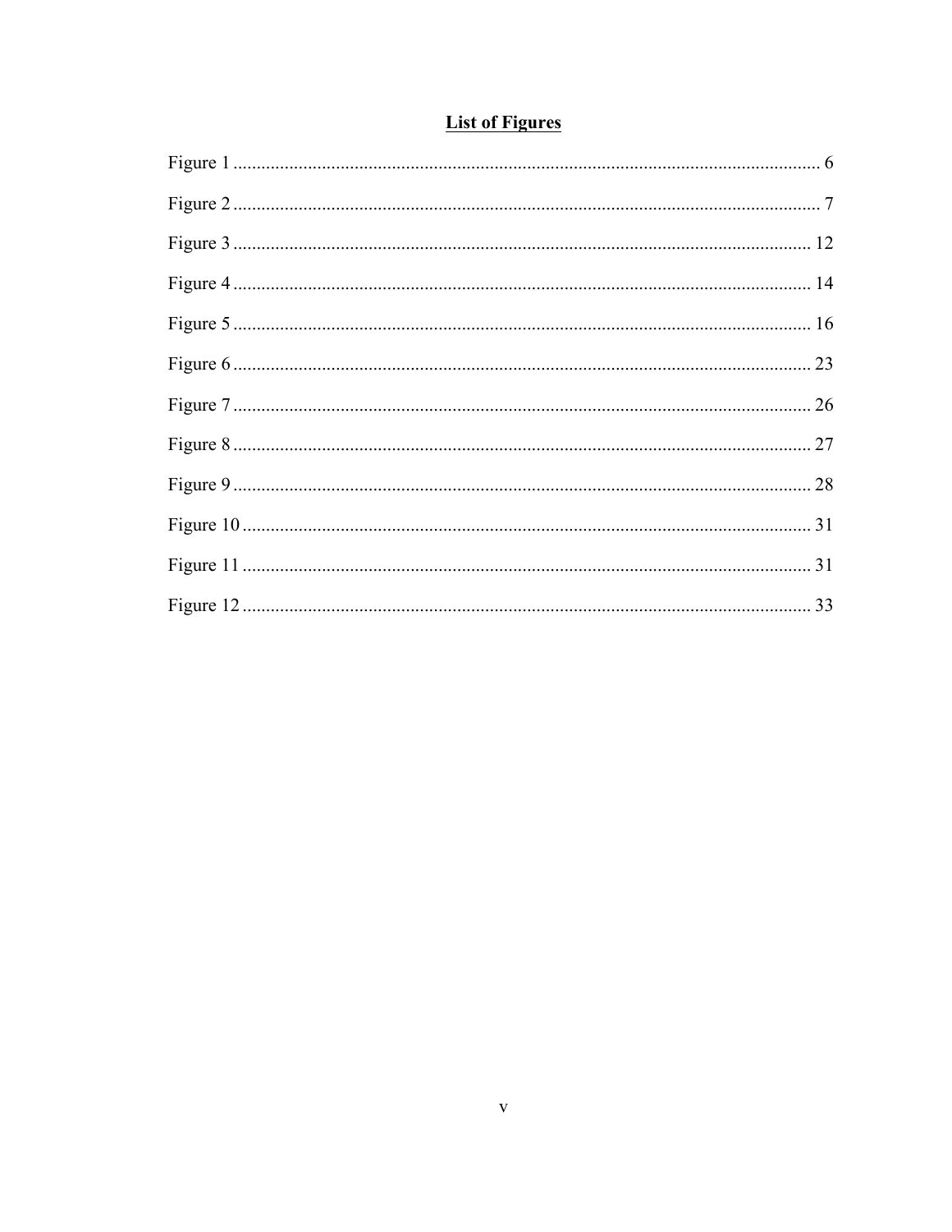## List of Figures

Figure 1 ............................................................................................................................ 6

Figure 2 ............................................................................................................................ 7

Figure 3 ............................................................................................................................ 12

Figure 4 ............................................................................................................................ 14

Figure 5 ............................................................................................................................ 16

Figure 6 ............................................................................................................................ 23

Figure 7 ............................................................................................................................ 26

Figure 8 ............................................................................................................................ 27

Figure 9 ............................................................................................................................ 28

Figure 10 .......................................................................................................................... 31

Figure 11 .......................................................................................................................... 31

Figure 12 .......................................................................................................................... 33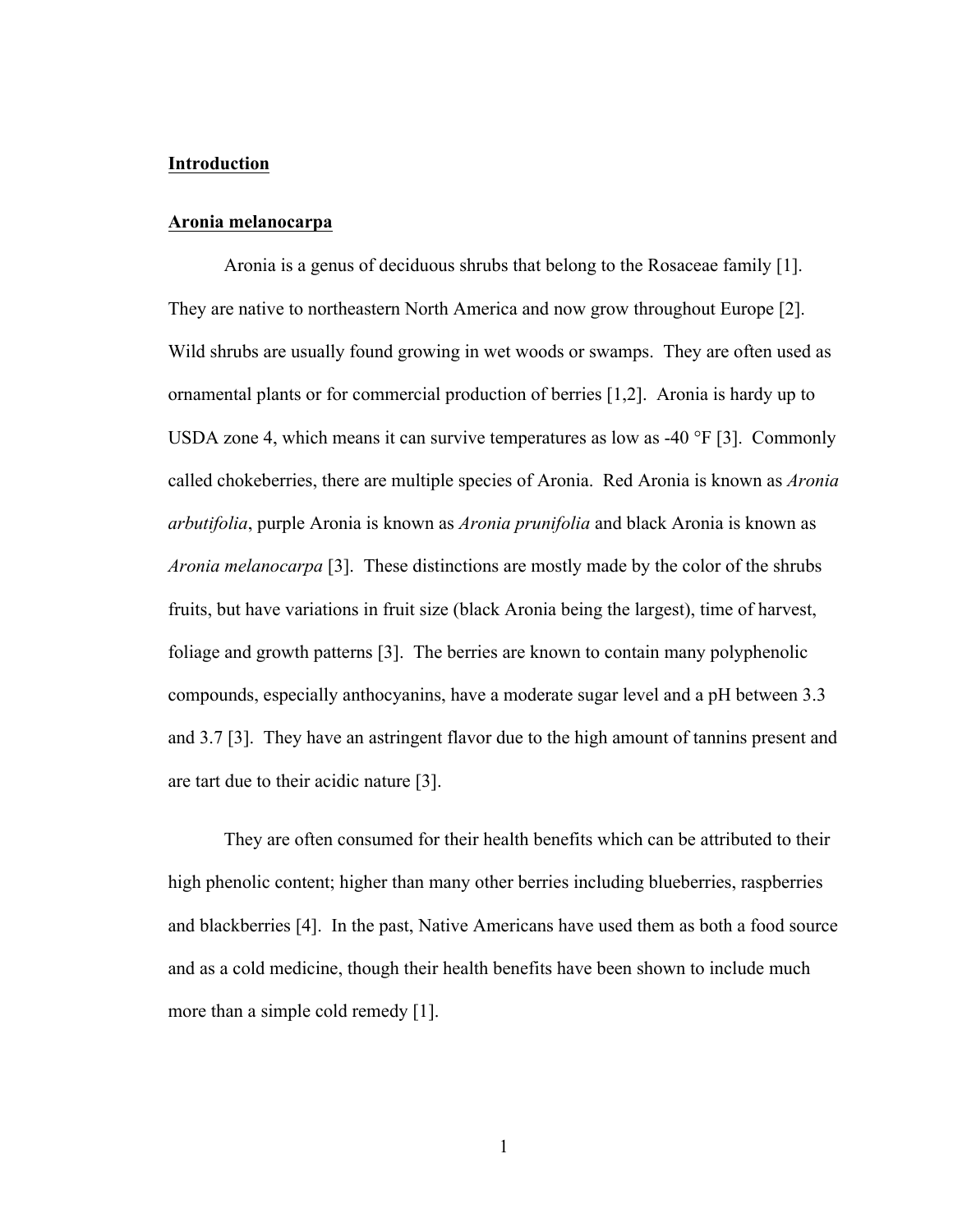# Introduction

## Aronia melanocarpa

Aronia is a genus of deciduous shrubs that belong to the Rosaceae family [1]. They are native to northeastern North America and now grow throughout Europe [2]. Wild shrubs are usually found growing in wet woods or swamps. They are often used as ornamental plants or for commercial production of berries [1,2]. Aronia is hardy up to USDA zone 4, which means it can survive temperatures as low as -40 °F [3]. Commonly called chokeberries, there are multiple species of Aronia. Red Aronia is known as *Aronia arbutifolia*, purple Aronia is known as *Aronia prunifolia* and black Aronia is known as *Aronia melanocarpa* [3]. These distinctions are mostly made by the color of the shrubs fruits, but have variations in fruit size (black Aronia being the largest), time of harvest, foliage and growth patterns [3]. The berries are known to contain many polyphenolic compounds, especially anthocyanins, have a moderate sugar level and a pH between 3.3 and 3.7 [3]. They have an astringent flavor due to the high amount of tannins present and are tart due to their acidic nature [3].

They are often consumed for their health benefits which can be attributed to their high phenolic content; higher than many other berries including blueberries, raspberries and blackberries [4]. In the past, Native Americans have used them as both a food source and as a cold medicine, though their health benefits have been shown to include much more than a simple cold remedy [1].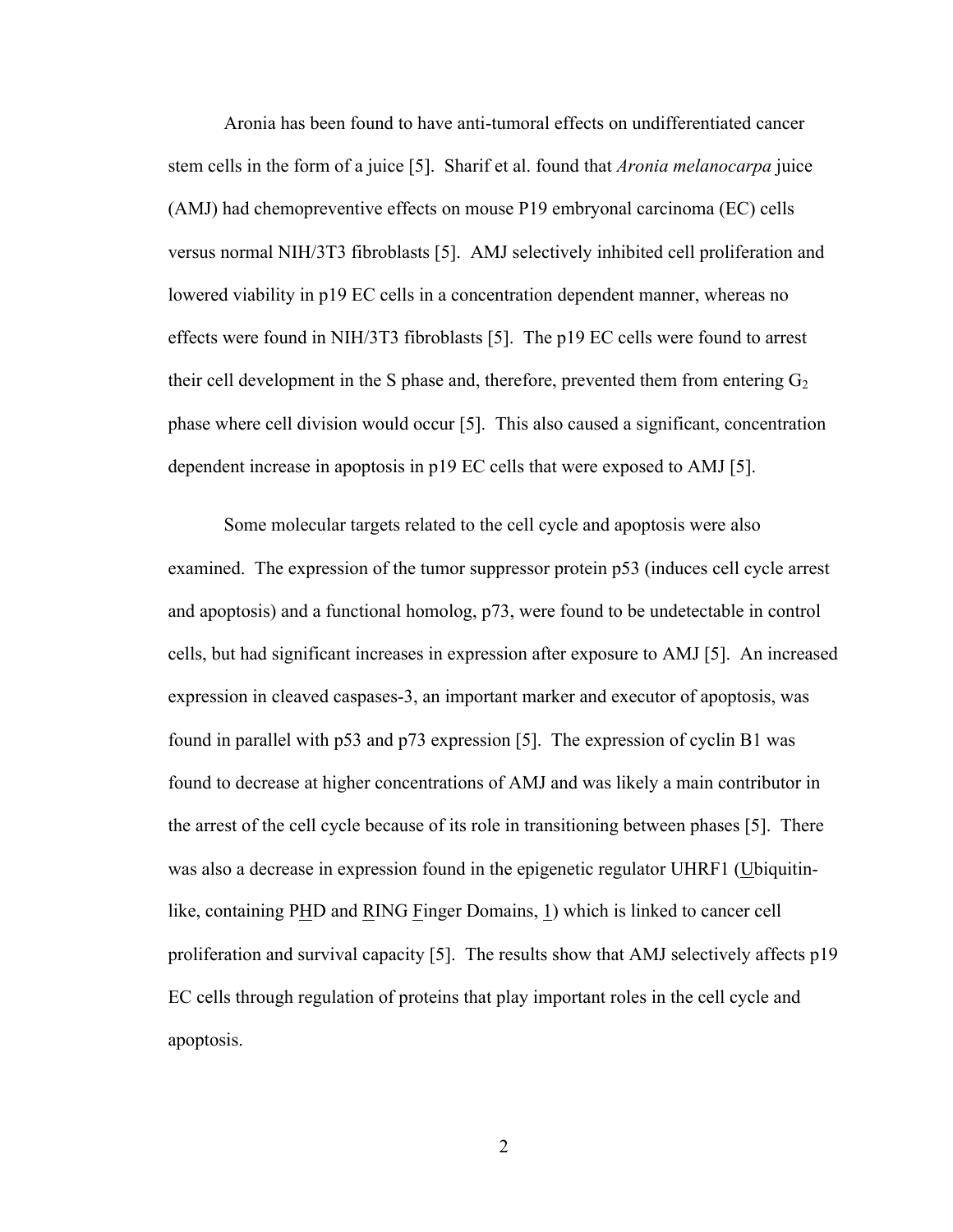Aronia has been found to have anti-tumoral effects on undifferentiated cancer stem cells in the form of a juice [5]. Sharif et al. found that *Aronia melanocarpa* juice (AMJ) had chemopreventive effects on mouse P19 embryonal carcinoma (EC) cells versus normal NIH/3T3 fibroblasts [5]. AMJ selectively inhibited cell proliferation and lowered viability in p19 EC cells in a concentration dependent manner, whereas no effects were found in NIH/3T3 fibroblasts [5]. The p19 EC cells were found to arrest their cell development in the S phase and, therefore, prevented them from entering $G_2$ phase where cell division would occur [5]. This also caused a significant, concentration dependent increase in apoptosis in p19 EC cells that were exposed to AMJ [5].

Some molecular targets related to the cell cycle and apoptosis were also examined. The expression of the tumor suppressor protein p53 (induces cell cycle arrest and apoptosis) and a functional homolog, p73, were found to be undetectable in control cells, but had significant increases in expression after exposure to AMJ [5]. An increased expression in cleaved caspases-3, an important marker and executor of apoptosis, was found in parallel with p53 and p73 expression [5]. The expression of cyclin B1 was found to decrease at higher concentrations of AMJ and was likely a main contributor in the arrest of the cell cycle because of its role in transitioning between phases [5]. There was also a decrease in expression found in the epigenetic regulator UHRF1 (Ubiquitin-like, containing PHD and RING Finger Domains, 1) which is linked to cancer cell proliferation and survival capacity [5]. The results show that AMJ selectively affects p19 EC cells through regulation of proteins that play important roles in the cell cycle and apoptosis.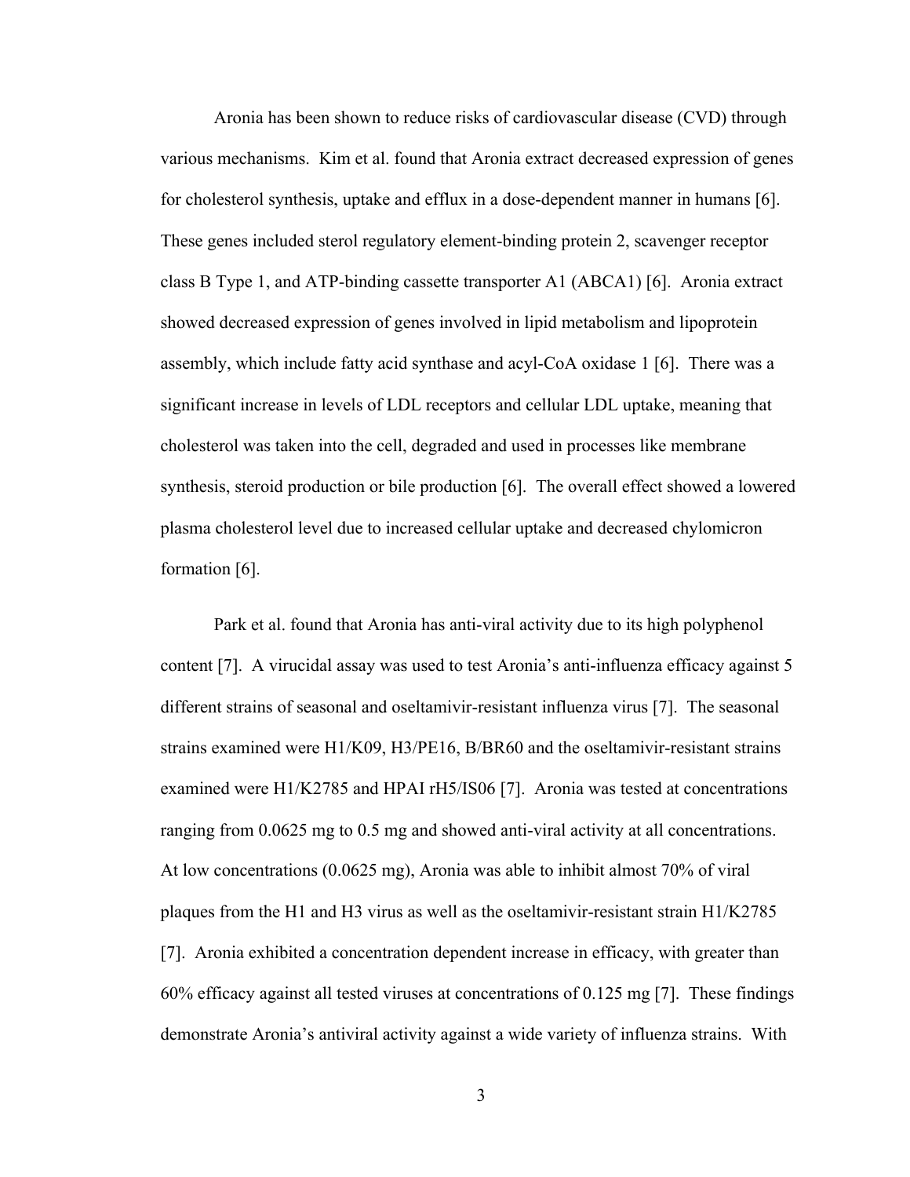Aronia has been shown to reduce risks of cardiovascular disease (CVD) through various mechanisms. Kim et al. found that Aronia extract decreased expression of genes for cholesterol synthesis, uptake and efflux in a dose-dependent manner in humans [6]. These genes included sterol regulatory element-binding protein 2, scavenger receptor class B Type 1, and ATP-binding cassette transporter A1 (ABCA1) [6]. Aronia extract showed decreased expression of genes involved in lipid metabolism and lipoprotein assembly, which include fatty acid synthase and acyl-CoA oxidase 1 [6]. There was a significant increase in levels of LDL receptors and cellular LDL uptake, meaning that cholesterol was taken into the cell, degraded and used in processes like membrane synthesis, steroid production or bile production [6]. The overall effect showed a lowered plasma cholesterol level due to increased cellular uptake and decreased chylomicron formation [6].

Park et al. found that Aronia has anti-viral activity due to its high polyphenol content [7]. A virucidal assay was used to test Aronia's anti-influenza efficacy against 5 different strains of seasonal and oseltamivir-resistant influenza virus [7]. The seasonal strains examined were H1/K09, H3/PE16, B/BR60 and the oseltamivir-resistant strains examined were H1/K2785 and HPAI rH5/IS06 [7]. Aronia was tested at concentrations ranging from 0.0625 mg to 0.5 mg and showed anti-viral activity at all concentrations. At low concentrations (0.0625 mg), Aronia was able to inhibit almost 70% of viral plaques from the H1 and H3 virus as well as the oseltamivir-resistant strain H1/K2785 [7]. Aronia exhibited a concentration dependent increase in efficacy, with greater than 60% efficacy against all tested viruses at concentrations of 0.125 mg [7]. These findings demonstrate Aronia's antiviral activity against a wide variety of influenza strains. With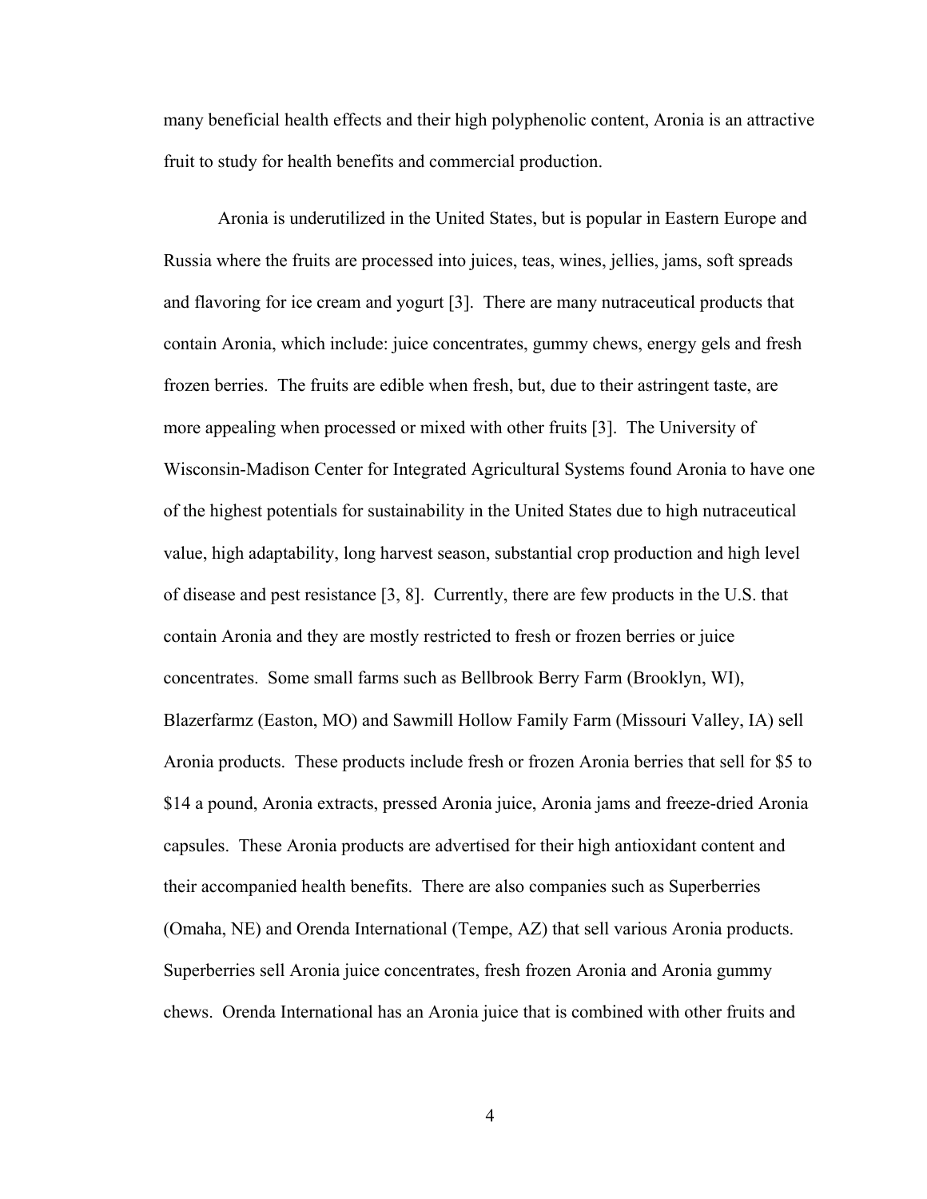many beneficial health effects and their high polyphenolic content, Aronia is an attractive fruit to study for health benefits and commercial production.

Aronia is underutilized in the United States, but is popular in Eastern Europe and Russia where the fruits are processed into juices, teas, wines, jellies, jams, soft spreads and flavoring for ice cream and yogurt [3]. There are many nutraceutical products that contain Aronia, which include: juice concentrates, gummy chews, energy gels and fresh frozen berries. The fruits are edible when fresh, but, due to their astringent taste, are more appealing when processed or mixed with other fruits [3]. The University of Wisconsin-Madison Center for Integrated Agricultural Systems found Aronia to have one of the highest potentials for sustainability in the United States due to high nutraceutical value, high adaptability, long harvest season, substantial crop production and high level of disease and pest resistance [3, 8]. Currently, there are few products in the U.S. that contain Aronia and they are mostly restricted to fresh or frozen berries or juice concentrates. Some small farms such as Bellbrook Berry Farm (Brooklyn, WI), Blazerfarmz (Easton, MO) and Sawmill Hollow Family Farm (Missouri Valley, IA) sell Aronia products. These products include fresh or frozen Aronia berries that sell for $5 to $14 a pound, Aronia extracts, pressed Aronia juice, Aronia jams and freeze-dried Aronia capsules. These Aronia products are advertised for their high antioxidant content and their accompanied health benefits. There are also companies such as Superberries (Omaha, NE) and Orenda International (Tempe, AZ) that sell various Aronia products. Superberries sell Aronia juice concentrates, fresh frozen Aronia and Aronia gummy chews. Orenda International has an Aronia juice that is combined with other fruits and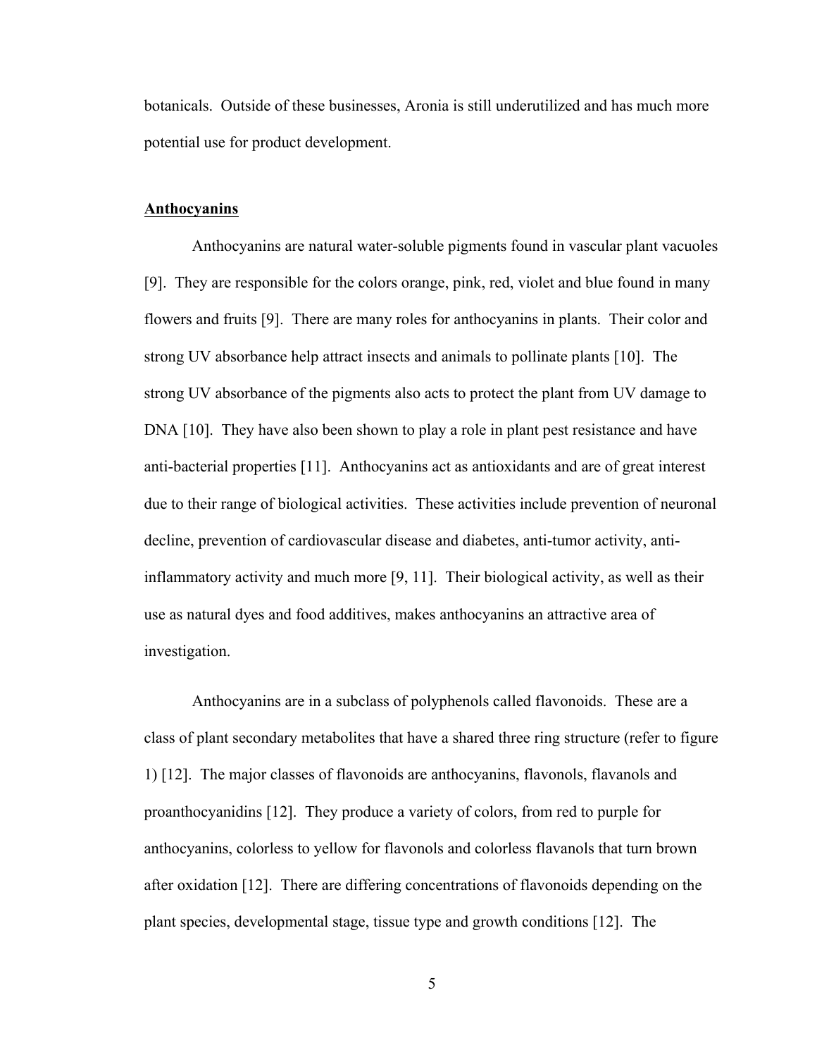botanicals. Outside of these businesses, Aronia is still underutilized and has much more potential use for product development.

## Anthocyanins

Anthocyanins are natural water-soluble pigments found in vascular plant vacuoles [9]. They are responsible for the colors orange, pink, red, violet and blue found in many flowers and fruits [9]. There are many roles for anthocyanins in plants. Their color and strong UV absorbance help attract insects and animals to pollinate plants [10]. The strong UV absorbance of the pigments also acts to protect the plant from UV damage to DNA [10]. They have also been shown to play a role in plant pest resistance and have anti-bacterial properties [11]. Anthocyanins act as antioxidants and are of great interest due to their range of biological activities. These activities include prevention of neuronal decline, prevention of cardiovascular disease and diabetes, anti-tumor activity, anti-inflammatory activity and much more [9, 11]. Their biological activity, as well as their use as natural dyes and food additives, makes anthocyanins an attractive area of investigation.

Anthocyanins are in a subclass of polyphenols called flavonoids. These are a class of plant secondary metabolites that have a shared three ring structure (refer to figure 1) [12]. The major classes of flavonoids are anthocyanins, flavonols, flavanols and proanthocyanidins [12]. They produce a variety of colors, from red to purple for anthocyanins, colorless to yellow for flavonols and colorless flavanols that turn brown after oxidation [12]. There are differing concentrations of flavonoids depending on the plant species, developmental stage, tissue type and growth conditions [12]. The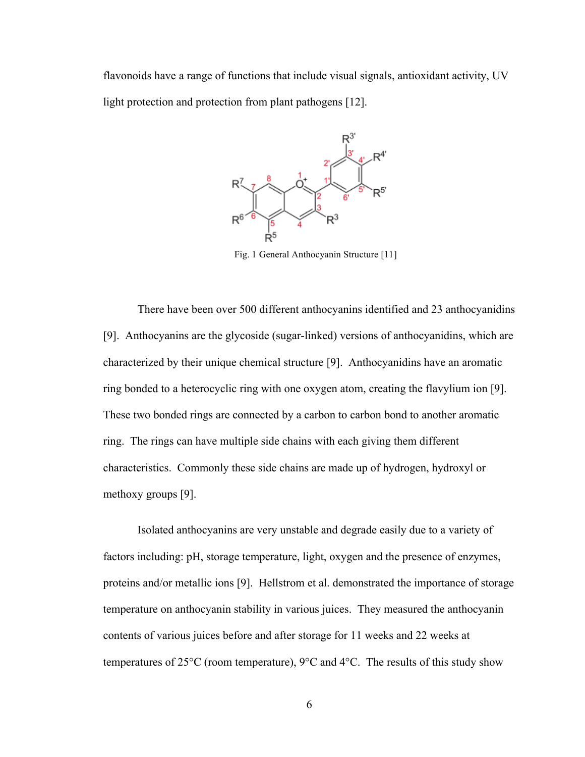flavonoids have a range of functions that include visual signals, antioxidant activity, UV light protection and protection from plant pathogens [12].

Fig. 1 General Anthocyanin Structure [11]

There have been over 500 different anthocyanins identified and 23 anthocyanidins [9]. Anthocyanins are the glycoside (sugar-linked) versions of anthocyanidins, which are characterized by their unique chemical structure [9]. Anthocyanidins have an aromatic ring bonded to a heterocyclic ring with one oxygen atom, creating the flavylium ion [9]. These two bonded rings are connected by a carbon to carbon bond to another aromatic ring. The rings can have multiple side chains with each giving them different characteristics. Commonly these side chains are made up of hydrogen, hydroxyl or methoxy groups [9].

Isolated anthocyanins are very unstable and degrade easily due to a variety of factors including: pH, storage temperature, light, oxygen and the presence of enzymes, proteins and/or metallic ions [9]. Hellstrom et al. demonstrated the importance of storage temperature on anthocyanin stability in various juices. They measured the anthocyanin contents of various juices before and after storage for 11 weeks and 22 weeks at temperatures of 25°C (room temperature), 9°C and 4°C. The results of this study show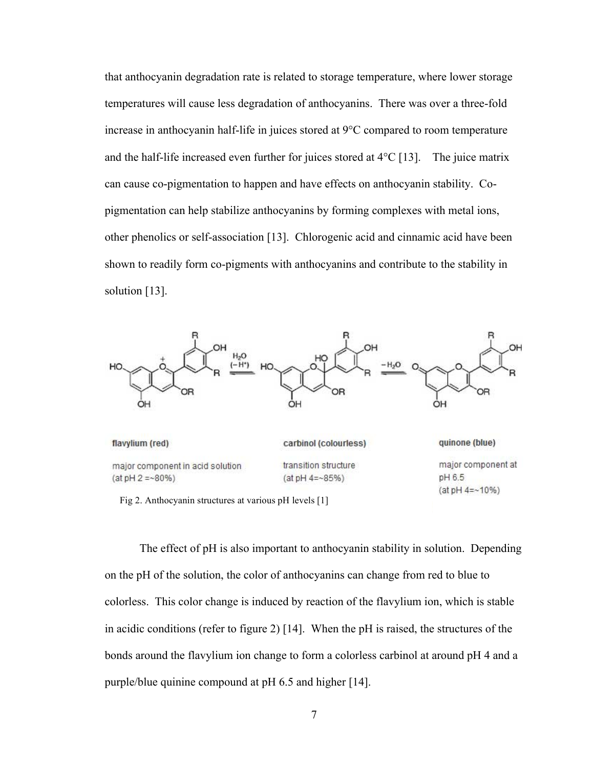that anthocyanin degradation rate is related to storage temperature, where lower storage temperatures will cause less degradation of anthocyanins. There was over a three-fold increase in anthocyanin half-life in juices stored at 9°C compared to room temperature and the half-life increased even further for juices stored at 4°C [13]. The juice matrix can cause co-pigmentation to happen and have effects on anthocyanin stability. Co-pigmentation can help stabilize anthocyanins by forming complexes with metal ions, other phenolics or self-association [13]. Chlorogenic acid and cinnamic acid have been shown to readily form co-pigments with anthocyanins and contribute to the stability in solution [13].

flavylium (red)

major component in acid solution (at pH 2 =~80%)

carbinol (colourless)

transition structure (at pH 4=~85%)

quinone (blue)

major component at pH 6.5 (at pH 4=~10%)

Fig 2. Anthocyanin structures at various pH levels [1]

The effect of pH is also important to anthocyanin stability in solution. Depending on the pH of the solution, the color of anthocyanins can change from red to blue to colorless. This color change is induced by reaction of the flavylium ion, which is stable in acidic conditions (refer to figure 2) [14]. When the pH is raised, the structures of the bonds around the flavylium ion change to form a colorless carbinol at around pH 4 and a purple/blue quinine compound at pH 6.5 and higher [14].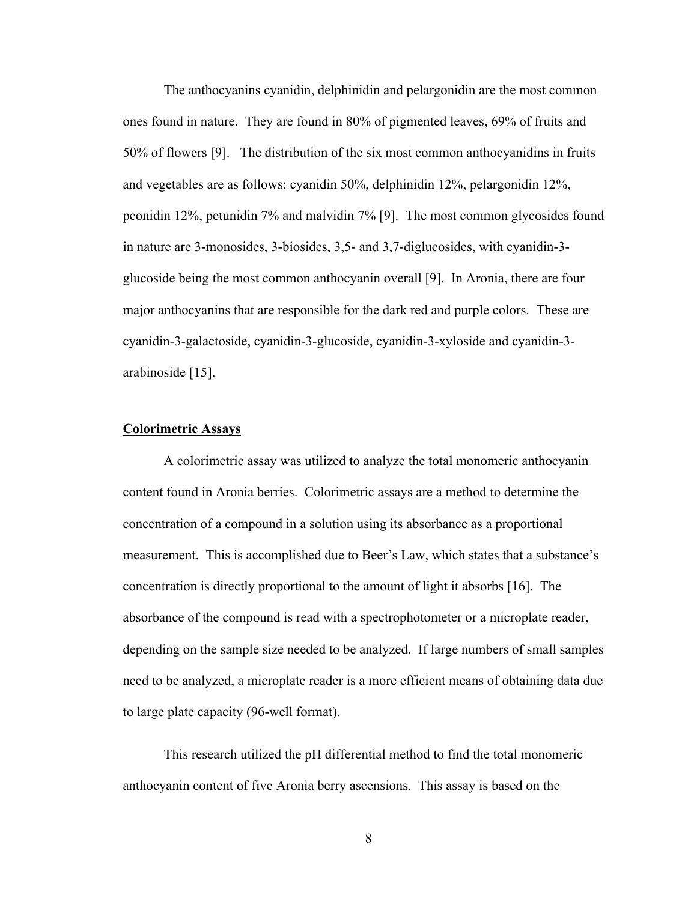The anthocyanins cyanidin, delphinidin and pelargonidin are the most common ones found in nature. They are found in 80% of pigmented leaves, 69% of fruits and 50% of flowers [9]. The distribution of the six most common anthocyanidins in fruits and vegetables are as follows: cyanidin 50%, delphinidin 12%, pelargonidin 12%, peonidin 12%, petunidin 7% and malvidin 7% [9]. The most common glycosides found in nature are 3-monosides, 3-biosides, 3,5- and 3,7-diglucosides, with cyanidin-3-glucoside being the most common anthocyanin overall [9]. In Aronia, there are four major anthocyanins that are responsible for the dark red and purple colors. These are cyanidin-3-galactoside, cyanidin-3-glucoside, cyanidin-3-xyloside and cyanidin-3-arabinoside [15].

## Colorimetric Assays

A colorimetric assay was utilized to analyze the total monomeric anthocyanin content found in Aronia berries. Colorimetric assays are a method to determine the concentration of a compound in a solution using its absorbance as a proportional measurement. This is accomplished due to Beer's Law, which states that a substance's concentration is directly proportional to the amount of light it absorbs [16]. The absorbance of the compound is read with a spectrophotometer or a microplate reader, depending on the sample size needed to be analyzed. If large numbers of small samples need to be analyzed, a microplate reader is a more efficient means of obtaining data due to large plate capacity (96-well format).

This research utilized the pH differential method to find the total monomeric anthocyanin content of five Aronia berry ascensions. This assay is based on the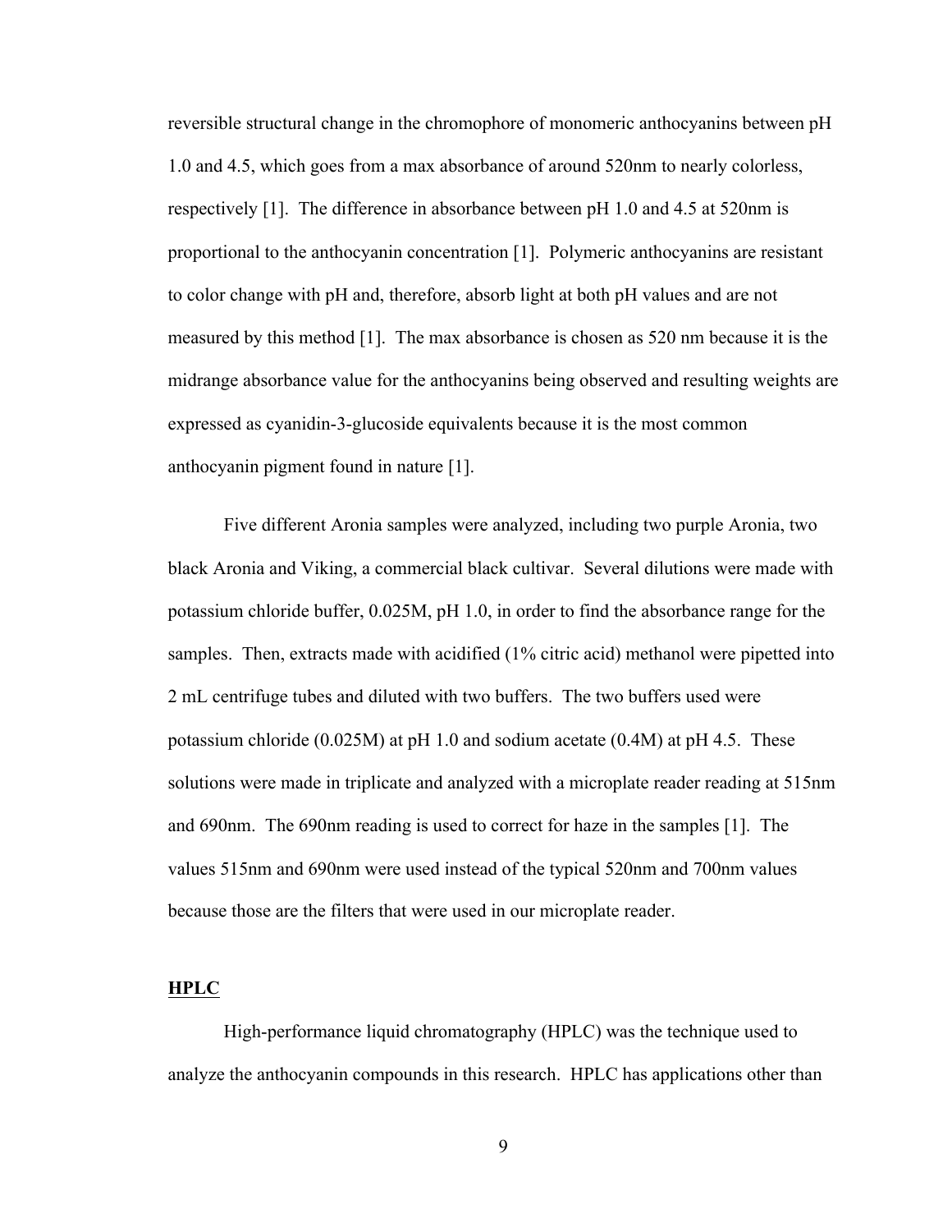reversible structural change in the chromophore of monomeric anthocyanins between pH 1.0 and 4.5, which goes from a max absorbance of around 520nm to nearly colorless, respectively [1]. The difference in absorbance between pH 1.0 and 4.5 at 520nm is proportional to the anthocyanin concentration [1]. Polymeric anthocyanins are resistant to color change with pH and, therefore, absorb light at both pH values and are not measured by this method [1]. The max absorbance is chosen as 520 nm because it is the midrange absorbance value for the anthocyanins being observed and resulting weights are expressed as cyanidin-3-glucoside equivalents because it is the most common anthocyanin pigment found in nature [1].

Five different Aronia samples were analyzed, including two purple Aronia, two black Aronia and Viking, a commercial black cultivar. Several dilutions were made with potassium chloride buffer, 0.025M, pH 1.0, in order to find the absorbance range for the samples. Then, extracts made with acidified (1% citric acid) methanol were pipetted into 2 mL centrifuge tubes and diluted with two buffers. The two buffers used were potassium chloride (0.025M) at pH 1.0 and sodium acetate (0.4M) at pH 4.5. These solutions were made in triplicate and analyzed with a microplate reader reading at 515nm and 690nm. The 690nm reading is used to correct for haze in the samples [1]. The values 515nm and 690nm were used instead of the typical 520nm and 700nm values because those are the filters that were used in our microplate reader.

## HPLC

High-performance liquid chromatography (HPLC) was the technique used to analyze the anthocyanin compounds in this research. HPLC has applications other than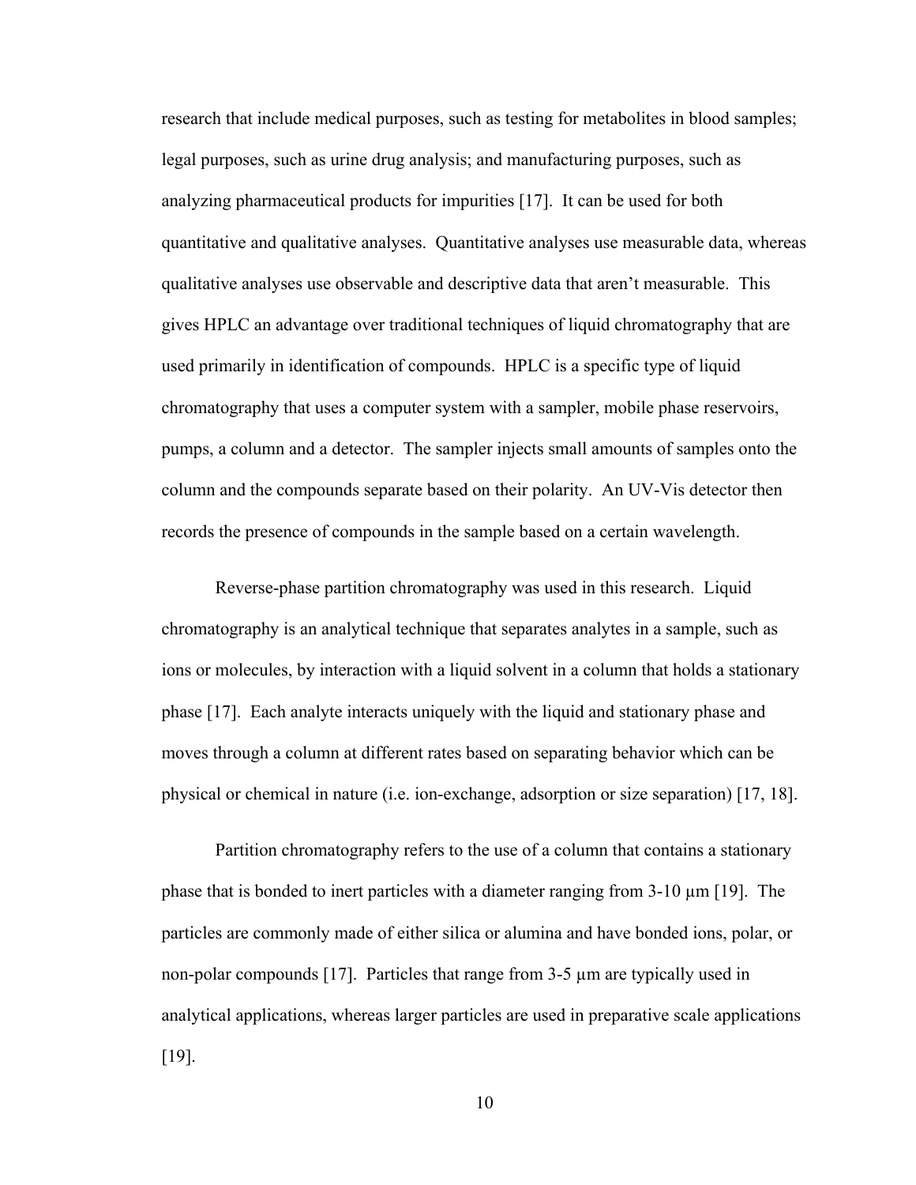research that include medical purposes, such as testing for metabolites in blood samples; legal purposes, such as urine drug analysis; and manufacturing purposes, such as analyzing pharmaceutical products for impurities [17]. It can be used for both quantitative and qualitative analyses. Quantitative analyses use measurable data, whereas qualitative analyses use observable and descriptive data that aren't measurable. This gives HPLC an advantage over traditional techniques of liquid chromatography that are used primarily in identification of compounds. HPLC is a specific type of liquid chromatography that uses a computer system with a sampler, mobile phase reservoirs, pumps, a column and a detector. The sampler injects small amounts of samples onto the column and the compounds separate based on their polarity. An UV-Vis detector then records the presence of compounds in the sample based on a certain wavelength.

Reverse-phase partition chromatography was used in this research. Liquid chromatography is an analytical technique that separates analytes in a sample, such as ions or molecules, by interaction with a liquid solvent in a column that holds a stationary phase [17]. Each analyte interacts uniquely with the liquid and stationary phase and moves through a column at different rates based on separating behavior which can be physical or chemical in nature (i.e. ion-exchange, adsorption or size separation) [17, 18].

Partition chromatography refers to the use of a column that contains a stationary phase that is bonded to inert particles with a diameter ranging from 3-10 µm [19]. The particles are commonly made of either silica or alumina and have bonded ions, polar, or non-polar compounds [17]. Particles that range from 3-5 µm are typically used in analytical applications, whereas larger particles are used in preparative scale applications [19].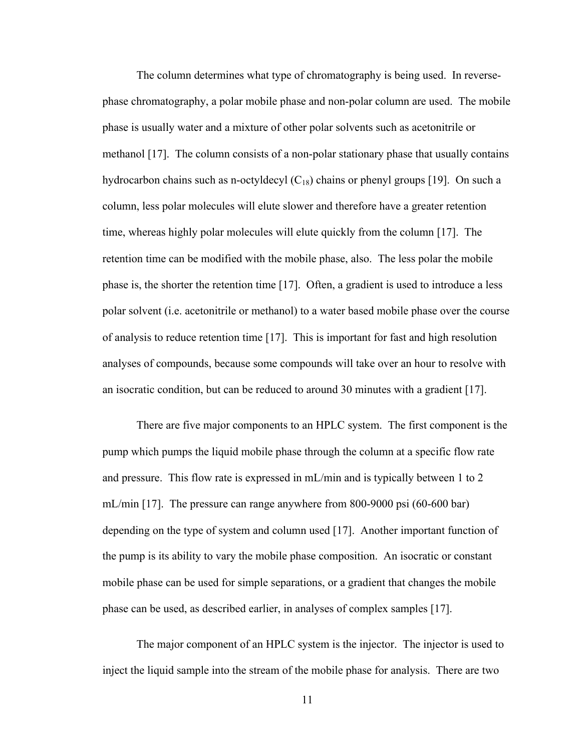The column determines what type of chromatography is being used. In reverse-phase chromatography, a polar mobile phase and non-polar column are used. The mobile phase is usually water and a mixture of other polar solvents such as acetonitrile or methanol [17]. The column consists of a non-polar stationary phase that usually contains hydrocarbon chains such as n-octyldecyl ($C_{18}$) chains or phenyl groups [19]. On such a column, less polar molecules will elute slower and therefore have a greater retention time, whereas highly polar molecules will elute quickly from the column [17]. The retention time can be modified with the mobile phase, also. The less polar the mobile phase is, the shorter the retention time [17]. Often, a gradient is used to introduce a less polar solvent (i.e. acetonitrile or methanol) to a water based mobile phase over the course of analysis to reduce retention time [17]. This is important for fast and high resolution analyses of compounds, because some compounds will take over an hour to resolve with an isocratic condition, but can be reduced to around 30 minutes with a gradient [17].

There are five major components to an HPLC system. The first component is the pump which pumps the liquid mobile phase through the column at a specific flow rate and pressure. This flow rate is expressed in mL/min and is typically between 1 to 2 mL/min [17]. The pressure can range anywhere from 800-9000 psi (60-600 bar) depending on the type of system and column used [17]. Another important function of the pump is its ability to vary the mobile phase composition. An isocratic or constant mobile phase can be used for simple separations, or a gradient that changes the mobile phase can be used, as described earlier, in analyses of complex samples [17].

The major component of an HPLC system is the injector. The injector is used to inject the liquid sample into the stream of the mobile phase for analysis. There are two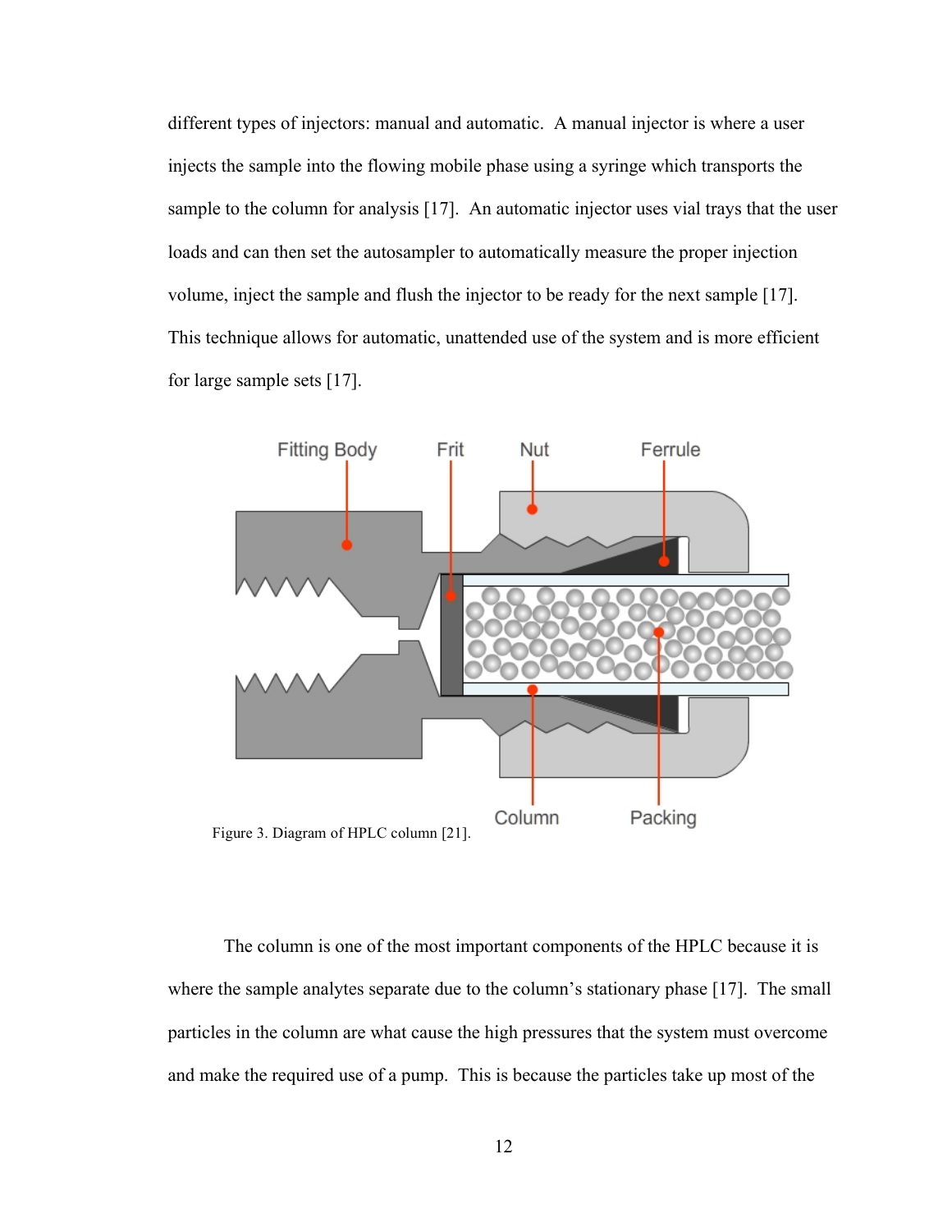different types of injectors: manual and automatic. A manual injector is where a user injects the sample into the flowing mobile phase using a syringe which transports the sample to the column for analysis [17]. An automatic injector uses vial trays that the user loads and can then set the autosampler to automatically measure the proper injection volume, inject the sample and flush the injector to be ready for the next sample [17]. This technique allows for automatic, unattended use of the system and is more efficient for large sample sets [17].

Figure 3. Diagram of HPLC column [21].

The column is one of the most important components of the HPLC because it is where the sample analytes separate due to the column's stationary phase [17]. The small particles in the column are what cause the high pressures that the system must overcome and make the required use of a pump. This is because the particles take up most of the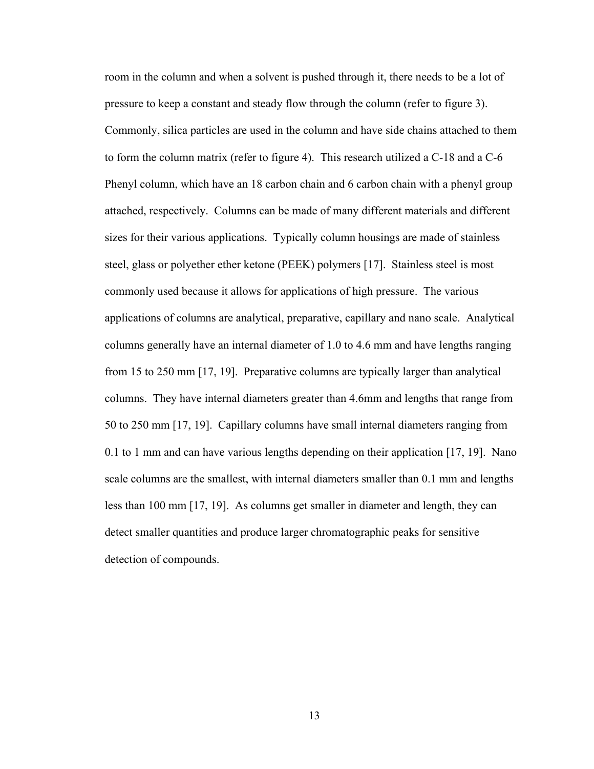room in the column and when a solvent is pushed through it, there needs to be a lot of pressure to keep a constant and steady flow through the column (refer to figure 3). Commonly, silica particles are used in the column and have side chains attached to them to form the column matrix (refer to figure 4). This research utilized a C-18 and a C-6 Phenyl column, which have an 18 carbon chain and 6 carbon chain with a phenyl group attached, respectively. Columns can be made of many different materials and different sizes for their various applications. Typically column housings are made of stainless steel, glass or polyether ether ketone (PEEK) polymers [17]. Stainless steel is most commonly used because it allows for applications of high pressure. The various applications of columns are analytical, preparative, capillary and nano scale. Analytical columns generally have an internal diameter of 1.0 to 4.6 mm and have lengths ranging from 15 to 250 mm [17, 19]. Preparative columns are typically larger than analytical columns. They have internal diameters greater than 4.6mm and lengths that range from 50 to 250 mm [17, 19]. Capillary columns have small internal diameters ranging from 0.1 to 1 mm and can have various lengths depending on their application [17, 19]. Nano scale columns are the smallest, with internal diameters smaller than 0.1 mm and lengths less than 100 mm [17, 19]. As columns get smaller in diameter and length, they can detect smaller quantities and produce larger chromatographic peaks for sensitive detection of compounds.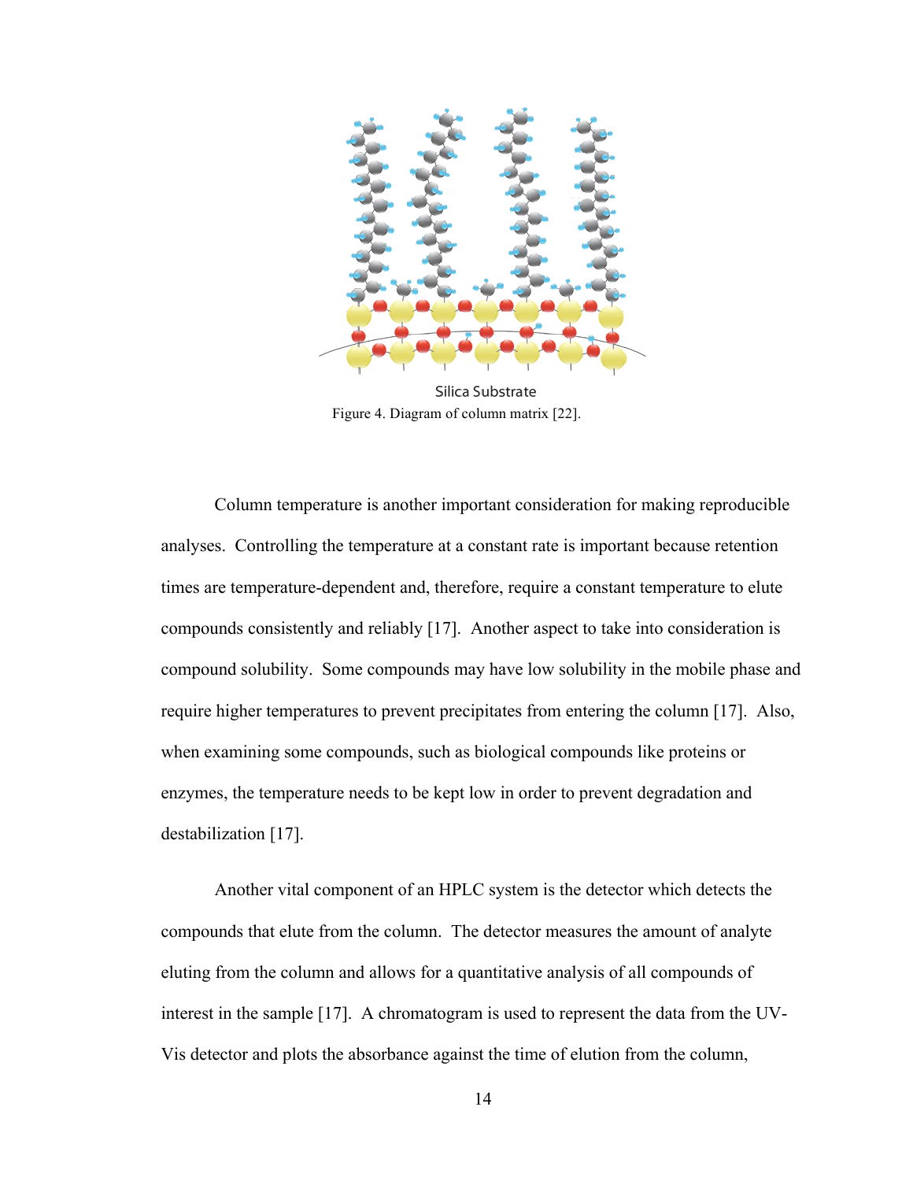Silica Substrate

Figure 4. Diagram of column matrix [22].

Column temperature is another important consideration for making reproducible analyses. Controlling the temperature at a constant rate is important because retention times are temperature-dependent and, therefore, require a constant temperature to elute compounds consistently and reliably [17]. Another aspect to take into consideration is compound solubility. Some compounds may have low solubility in the mobile phase and require higher temperatures to prevent precipitates from entering the column [17]. Also, when examining some compounds, such as biological compounds like proteins or enzymes, the temperature needs to be kept low in order to prevent degradation and destabilization [17].

Another vital component of an HPLC system is the detector which detects the compounds that elute from the column. The detector measures the amount of analyte eluting from the column and allows for a quantitative analysis of all compounds of interest in the sample [17]. A chromatogram is used to represent the data from the UV-Vis detector and plots the absorbance against the time of elution from the column,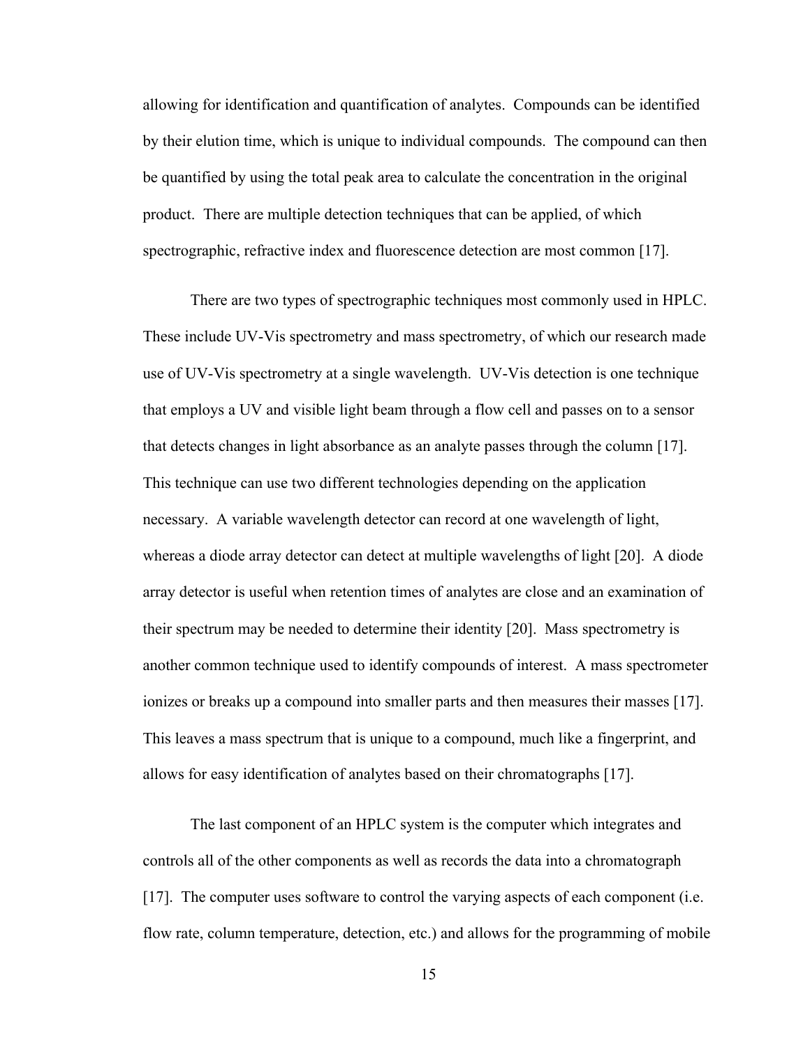allowing for identification and quantification of analytes. Compounds can be identified by their elution time, which is unique to individual compounds. The compound can then be quantified by using the total peak area to calculate the concentration in the original product. There are multiple detection techniques that can be applied, of which spectrographic, refractive index and fluorescence detection are most common [17].

There are two types of spectrographic techniques most commonly used in HPLC. These include UV-Vis spectrometry and mass spectrometry, of which our research made use of UV-Vis spectrometry at a single wavelength. UV-Vis detection is one technique that employs a UV and visible light beam through a flow cell and passes on to a sensor that detects changes in light absorbance as an analyte passes through the column [17]. This technique can use two different technologies depending on the application necessary. A variable wavelength detector can record at one wavelength of light, whereas a diode array detector can detect at multiple wavelengths of light [20]. A diode array detector is useful when retention times of analytes are close and an examination of their spectrum may be needed to determine their identity [20]. Mass spectrometry is another common technique used to identify compounds of interest. A mass spectrometer ionizes or breaks up a compound into smaller parts and then measures their masses [17]. This leaves a mass spectrum that is unique to a compound, much like a fingerprint, and allows for easy identification of analytes based on their chromatographs [17].

The last component of an HPLC system is the computer which integrates and controls all of the other components as well as records the data into a chromatograph [17]. The computer uses software to control the varying aspects of each component (i.e. flow rate, column temperature, detection, etc.) and allows for the programming of mobile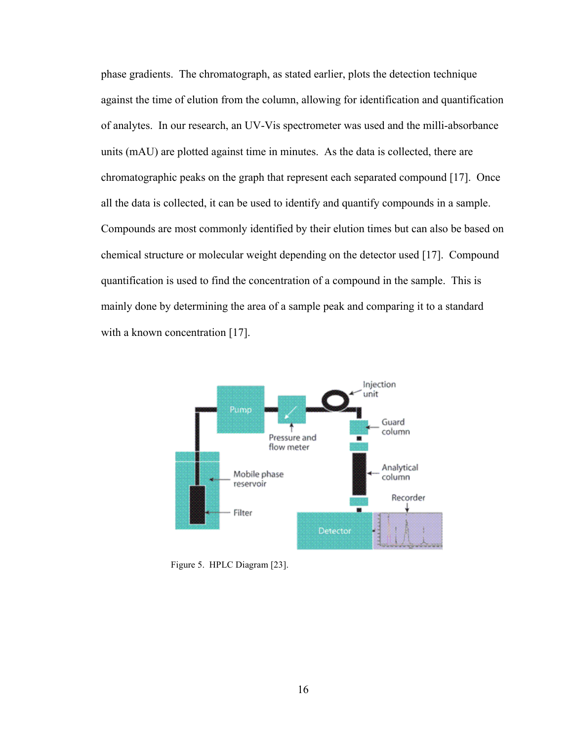phase gradients. The chromatograph, as stated earlier, plots the detection technique against the time of elution from the column, allowing for identification and quantification of analytes. In our research, an UV-Vis spectrometer was used and the milli-absorbance units (mAU) are plotted against time in minutes. As the data is collected, there are chromatographic peaks on the graph that represent each separated compound [17]. Once all the data is collected, it can be used to identify and quantify compounds in a sample. Compounds are most commonly identified by their elution times but can also be based on chemical structure or molecular weight depending on the detector used [17]. Compound quantification is used to find the concentration of a compound in the sample. This is mainly done by determining the area of a sample peak and comparing it to a standard with a known concentration [17].

Figure 5. HPLC Diagram [23].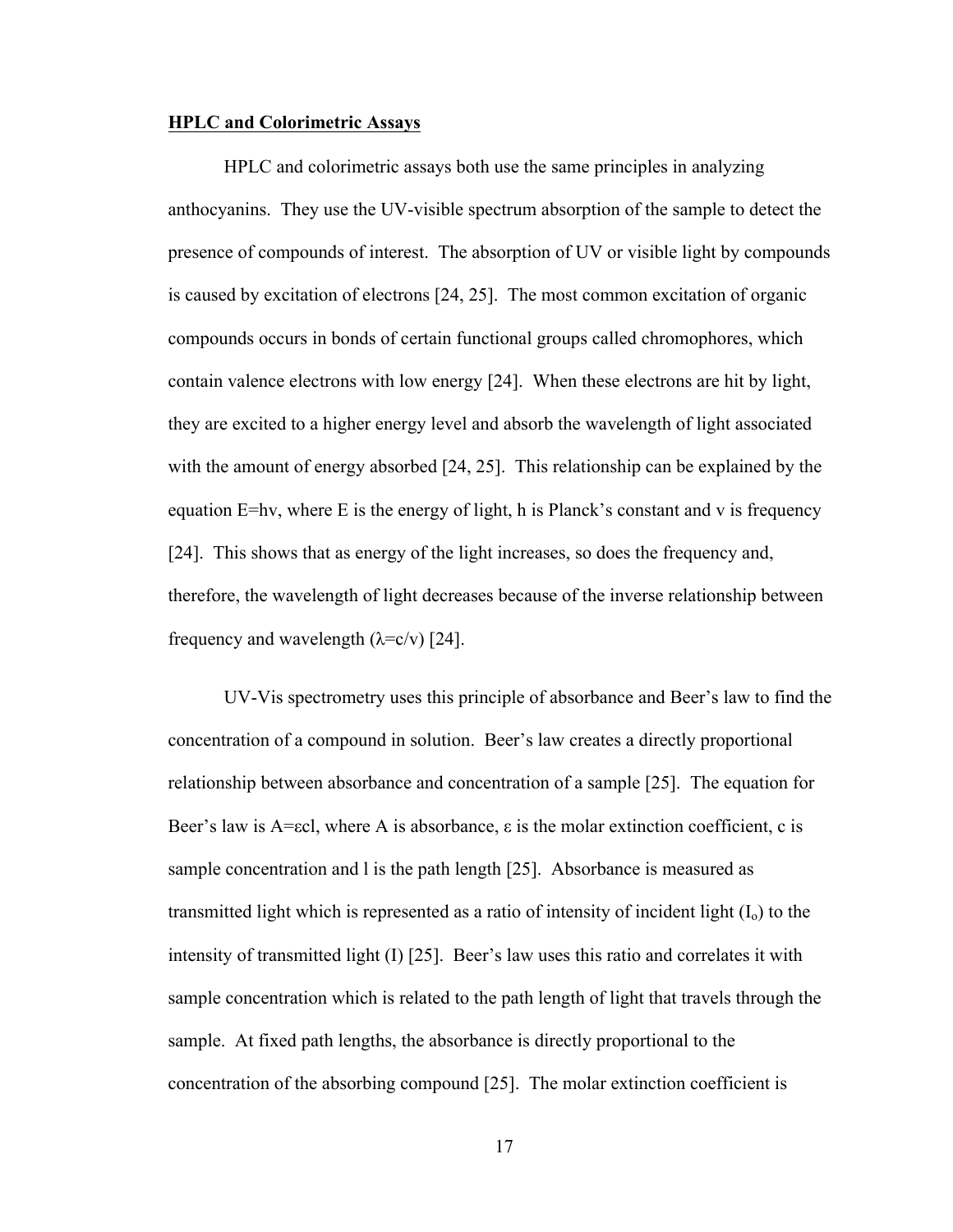**HPLC and Colorimetric Assays**

HPLC and colorimetric assays both use the same principles in analyzing anthocyanins. They use the UV-visible spectrum absorption of the sample to detect the presence of compounds of interest. The absorption of UV or visible light by compounds is caused by excitation of electrons [24, 25]. The most common excitation of organic compounds occurs in bonds of certain functional groups called chromophores, which contain valence electrons with low energy [24]. When these electrons are hit by light, they are excited to a higher energy level and absorb the wavelength of light associated with the amount of energy absorbed [24, 25]. This relationship can be explained by the equation $E=hv$, where E is the energy of light, h is Planck's constant and v is frequency [24]. This shows that as energy of the light increases, so does the frequency and, therefore, the wavelength of light decreases because of the inverse relationship between frequency and wavelength ($\lambda=c/v$) [24].

UV-Vis spectrometry uses this principle of absorbance and Beer's law to find the concentration of a compound in solution. Beer's law creates a directly proportional relationship between absorbance and concentration of a sample [25]. The equation for Beer's law is $A=\varepsilon cl$, where A is absorbance, $\varepsilon$ is the molar extinction coefficient, c is sample concentration and l is the path length [25]. Absorbance is measured as transmitted light which is represented as a ratio of intensity of incident light ($I_o$) to the intensity of transmitted light (I) [25]. Beer's law uses this ratio and correlates it with sample concentration which is related to the path length of light that travels through the sample. At fixed path lengths, the absorbance is directly proportional to the concentration of the absorbing compound [25]. The molar extinction coefficient is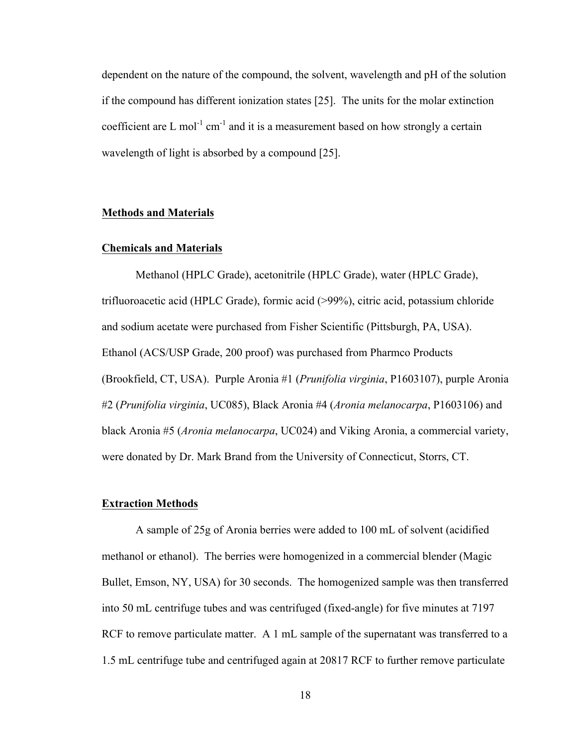dependent on the nature of the compound, the solvent, wavelength and pH of the solution if the compound has different ionization states [25]. The units for the molar extinction coefficient are L $mol^{-1}$ $cm^{-1}$ and it is a measurement based on how strongly a certain wavelength of light is absorbed by a compound [25].

## Methods and Materials

### Chemicals and Materials

Methanol (HPLC Grade), acetonitrile (HPLC Grade), water (HPLC Grade), trifluoroacetic acid (HPLC Grade), formic acid (>99%), citric acid, potassium chloride and sodium acetate were purchased from Fisher Scientific (Pittsburgh, PA, USA). Ethanol (ACS/USP Grade, 200 proof) was purchased from Pharmco Products (Brookfield, CT, USA). Purple Aronia #1 (*Prunifolia virginia*, P1603107), purple Aronia #2 (*Prunifolia virginia*, UC085), Black Aronia #4 (*Aronia melanocarpa*, P1603106) and black Aronia #5 (*Aronia melanocarpa*, UC024) and Viking Aronia, a commercial variety, were donated by Dr. Mark Brand from the University of Connecticut, Storrs, CT.

### Extraction Methods

A sample of 25g of Aronia berries were added to 100 mL of solvent (acidified methanol or ethanol). The berries were homogenized in a commercial blender (Magic Bullet, Emson, NY, USA) for 30 seconds. The homogenized sample was then transferred into 50 mL centrifuge tubes and was centrifuged (fixed-angle) for five minutes at 7197 RCF to remove particulate matter. A 1 mL sample of the supernatant was transferred to a 1.5 mL centrifuge tube and centrifuged again at 20817 RCF to further remove particulate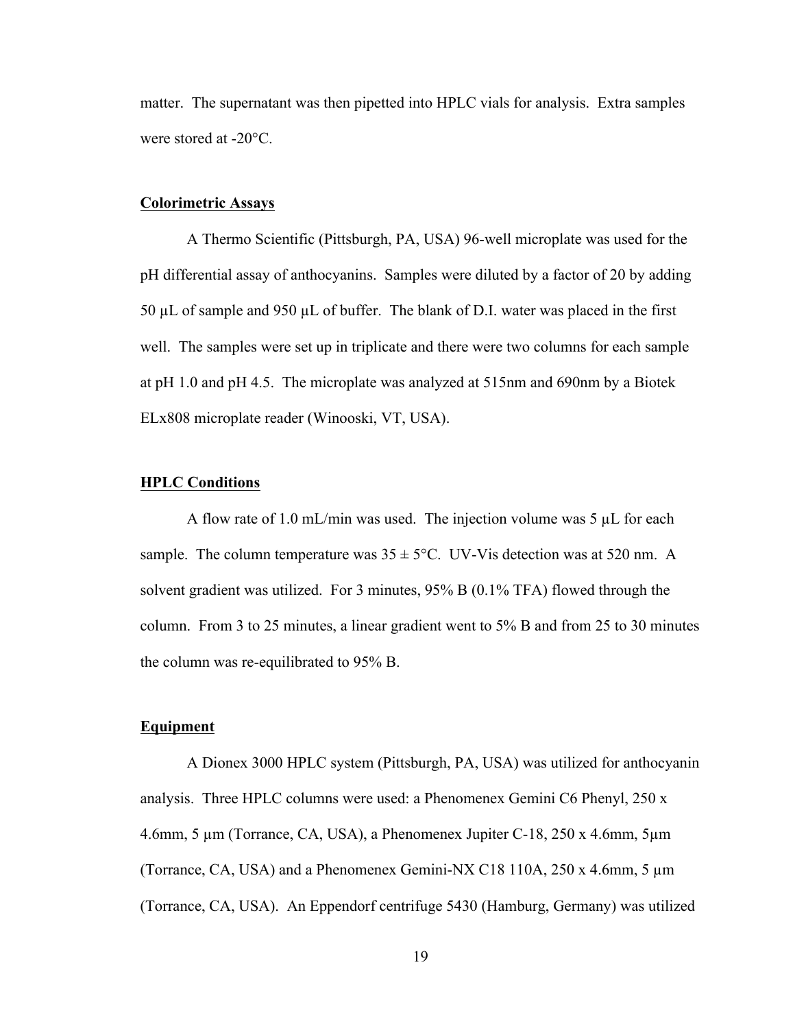matter. The supernatant was then pipetted into HPLC vials for analysis. Extra samples were stored at -20°C.

## Colorimetric Assays

A Thermo Scientific (Pittsburgh, PA, USA) 96-well microplate was used for the pH differential assay of anthocyanins. Samples were diluted by a factor of 20 by adding 50 µL of sample and 950 µL of buffer. The blank of D.I. water was placed in the first well. The samples were set up in triplicate and there were two columns for each sample at pH 1.0 and pH 4.5. The microplate was analyzed at 515nm and 690nm by a Biotek ELx808 microplate reader (Winooski, VT, USA).

## HPLC Conditions

A flow rate of 1.0 mL/min was used. The injection volume was 5 µL for each sample. The column temperature was 35 ± 5°C. UV-Vis detection was at 520 nm. A solvent gradient was utilized. For 3 minutes, 95% B (0.1% TFA) flowed through the column. From 3 to 25 minutes, a linear gradient went to 5% B and from 25 to 30 minutes the column was re-equilibrated to 95% B.

## Equipment

A Dionex 3000 HPLC system (Pittsburgh, PA, USA) was utilized for anthocyanin analysis. Three HPLC columns were used: a Phenomenex Gemini C6 Phenyl, 250 x 4.6mm, 5 µm (Torrance, CA, USA), a Phenomenex Jupiter C-18, 250 x 4.6mm, 5µm (Torrance, CA, USA) and a Phenomenex Gemini-NX C18 110A, 250 x 4.6mm, 5 µm (Torrance, CA, USA). An Eppendorf centrifuge 5430 (Hamburg, Germany) was utilized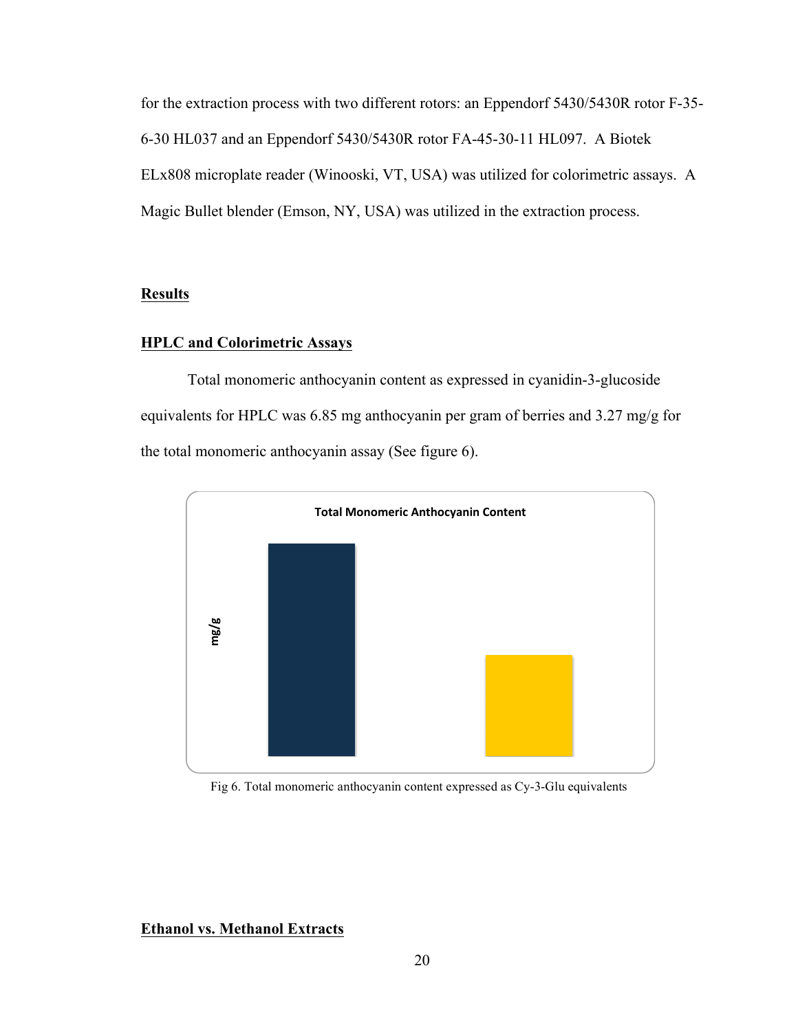for the extraction process with two different rotors: an Eppendorf 5430/5430R rotor F-35-6-30 HL037 and an Eppendorf 5430/5430R rotor FA-45-30-11 HL097. A Biotek ELx808 microplate reader (Winooski, VT, USA) was utilized for colorimetric assays. A Magic Bullet blender (Emson, NY, USA) was utilized in the extraction process.

## Results

### HPLC and Colorimetric Assays

Total monomeric anthocyanin content as expressed in cyanidin-3-glucoside equivalents for HPLC was 6.85 mg anthocyanin per gram of berries and 3.27 mg/g for the total monomeric anthocyanin assay (See figure 6).

Fig 6. Total monomeric anthocyanin content expressed as Cy-3-Glu equivalents

### Ethanol vs. Methanol Extracts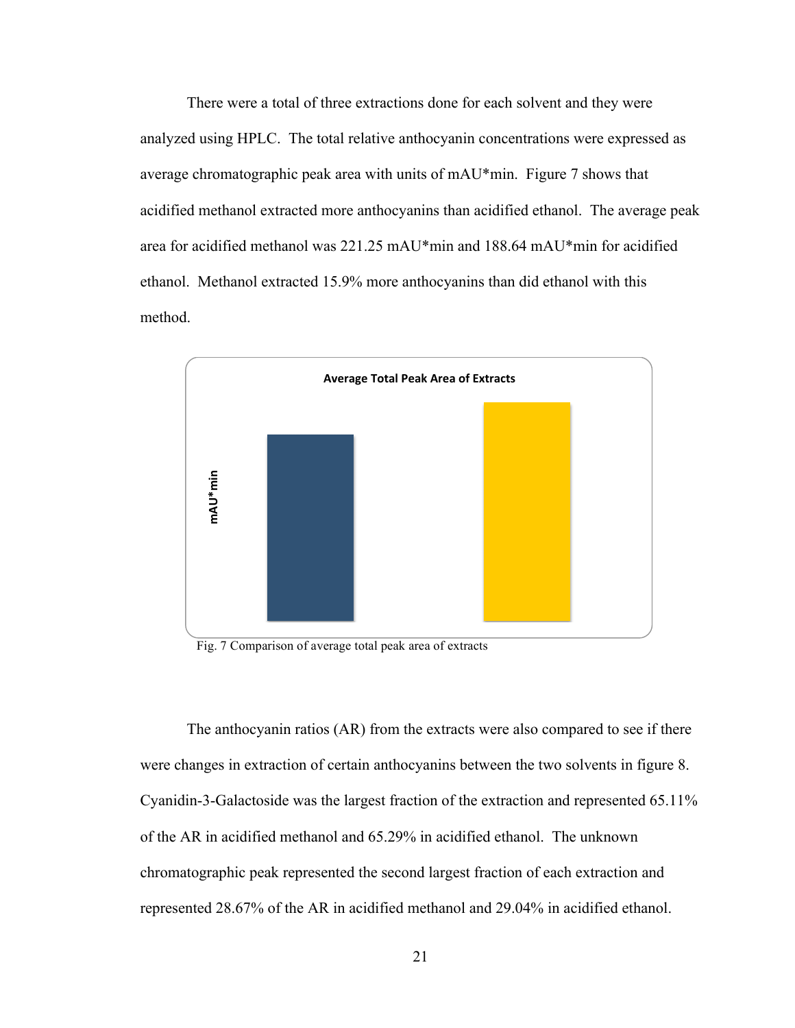There were a total of three extractions done for each solvent and they were analyzed using HPLC. The total relative anthocyanin concentrations were expressed as average chromatographic peak area with units of mAU*min. Figure 7 shows that acidified methanol extracted more anthocyanins than acidified ethanol. The average peak area for acidified methanol was 221.25 mAU*min and 188.64 mAU*min for acidified ethanol. Methanol extracted 15.9% more anthocyanins than did ethanol with this method.

Fig. 7 Comparison of average total peak area of extracts

The anthocyanin ratios (AR) from the extracts were also compared to see if there were changes in extraction of certain anthocyanins between the two solvents in figure 8. Cyanidin-3-Galactoside was the largest fraction of the extraction and represented 65.11% of the AR in acidified methanol and 65.29% in acidified ethanol. The unknown chromatographic peak represented the second largest fraction of each extraction and represented 28.67% of the AR in acidified methanol and 29.04% in acidified ethanol.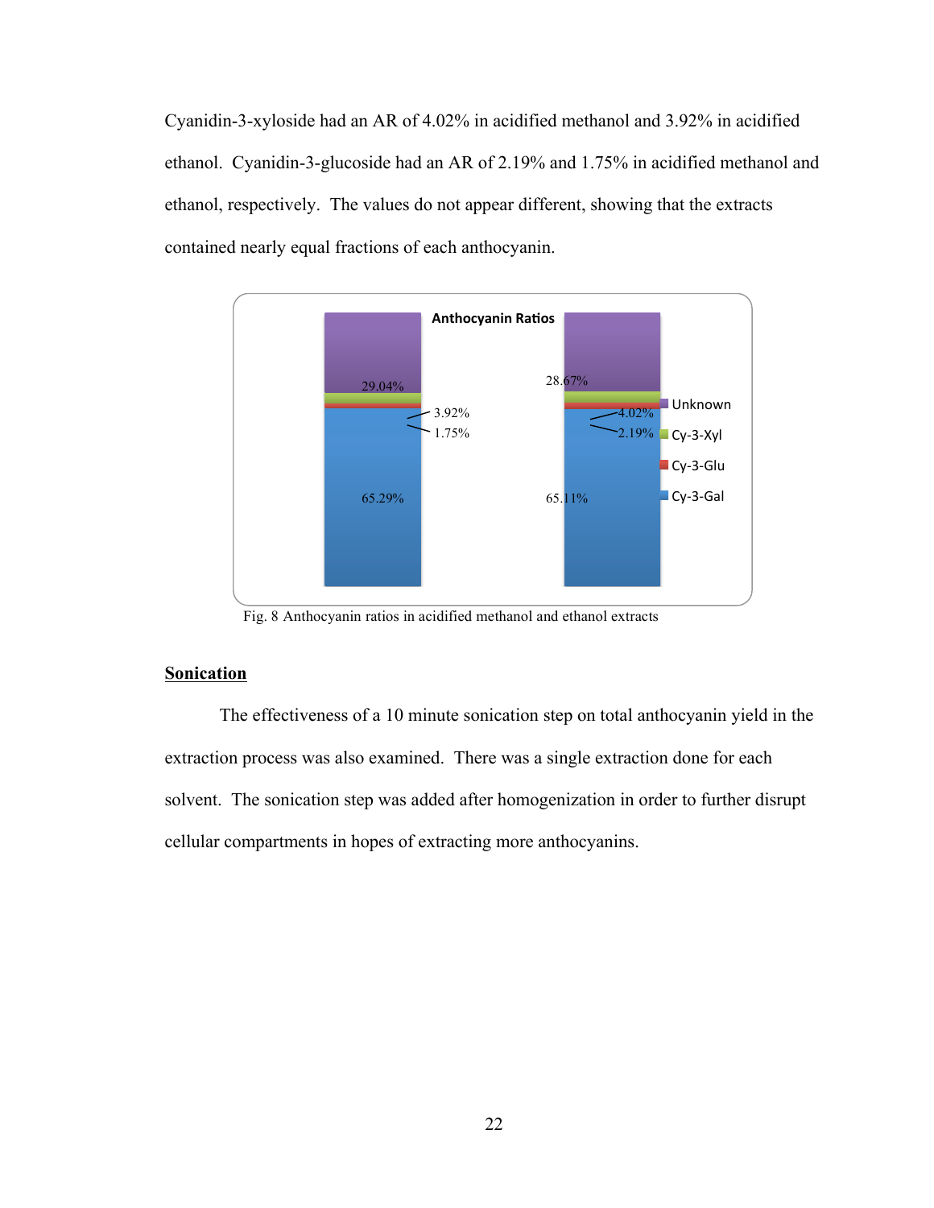Cyanidin-3-xyloside had an AR of 4.02% in acidified methanol and 3.92% in acidified ethanol. Cyanidin-3-glucoside had an AR of 2.19% and 1.75% in acidified methanol and ethanol, respectively. The values do not appear different, showing that the extracts contained nearly equal fractions of each anthocyanin.

Fig. 8 Anthocyanin ratios in acidified methanol and ethanol extracts

## Sonication

The effectiveness of a 10 minute sonication step on total anthocyanin yield in the extraction process was also examined. There was a single extraction done for each solvent. The sonication step was added after homogenization in order to further disrupt cellular compartments in hopes of extracting more anthocyanins.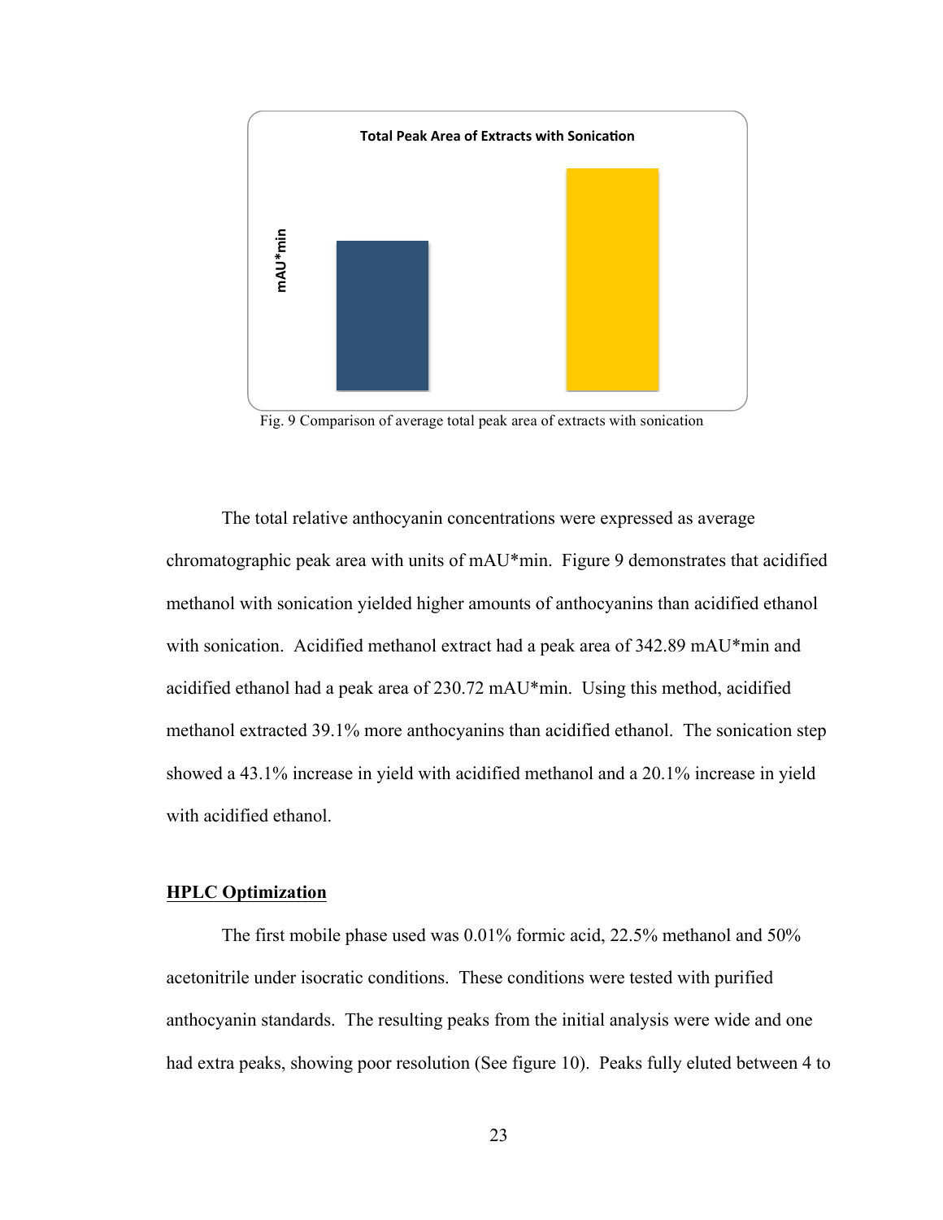**Total Peak Area of Extracts with Sonication**

mAU*min

Fig. 9 Comparison of average total peak area of extracts with sonication

The total relative anthocyanin concentrations were expressed as average chromatographic peak area with units of mAU*min. Figure 9 demonstrates that acidified methanol with sonication yielded higher amounts of anthocyanins than acidified ethanol with sonication. Acidified methanol extract had a peak area of 342.89 mAU*min and acidified ethanol had a peak area of 230.72 mAU*min. Using this method, acidified methanol extracted 39.1% more anthocyanins than acidified ethanol. The sonication step showed a 43.1% increase in yield with acidified methanol and a 20.1% increase in yield with acidified ethanol.

## HPLC Optimization

The first mobile phase used was 0.01% formic acid, 22.5% methanol and 50% acetonitrile under isocratic conditions. These conditions were tested with purified anthocyanin standards. The resulting peaks from the initial analysis were wide and one had extra peaks, showing poor resolution (See figure 10). Peaks fully eluted between 4 to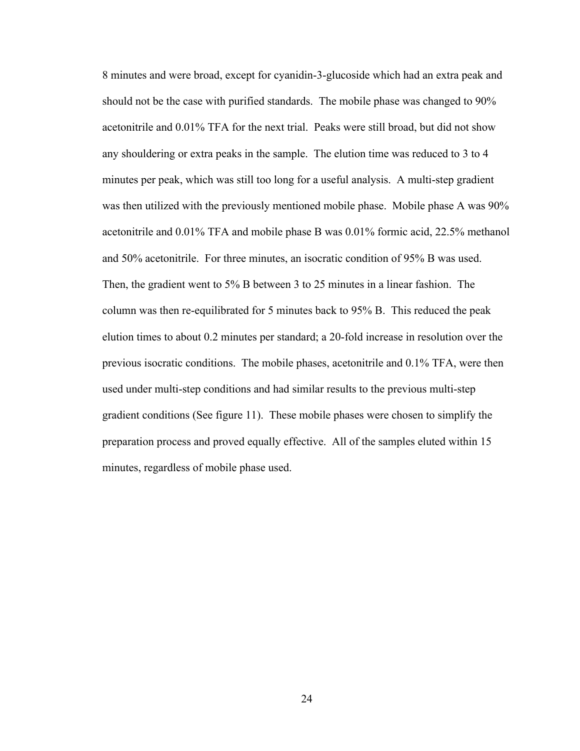8 minutes and were broad, except for cyanidin-3-glucoside which had an extra peak and should not be the case with purified standards. The mobile phase was changed to 90% acetonitrile and 0.01% TFA for the next trial. Peaks were still broad, but did not show any shouldering or extra peaks in the sample. The elution time was reduced to 3 to 4 minutes per peak, which was still too long for a useful analysis. A multi-step gradient was then utilized with the previously mentioned mobile phase. Mobile phase A was 90% acetonitrile and 0.01% TFA and mobile phase B was 0.01% formic acid, 22.5% methanol and 50% acetonitrile. For three minutes, an isocratic condition of 95% B was used. Then, the gradient went to 5% B between 3 to 25 minutes in a linear fashion. The column was then re-equilibrated for 5 minutes back to 95% B. This reduced the peak elution times to about 0.2 minutes per standard; a 20-fold increase in resolution over the previous isocratic conditions. The mobile phases, acetonitrile and 0.1% TFA, were then used under multi-step conditions and had similar results to the previous multi-step gradient conditions (See figure 11). These mobile phases were chosen to simplify the preparation process and proved equally effective. All of the samples eluted within 15 minutes, regardless of mobile phase used.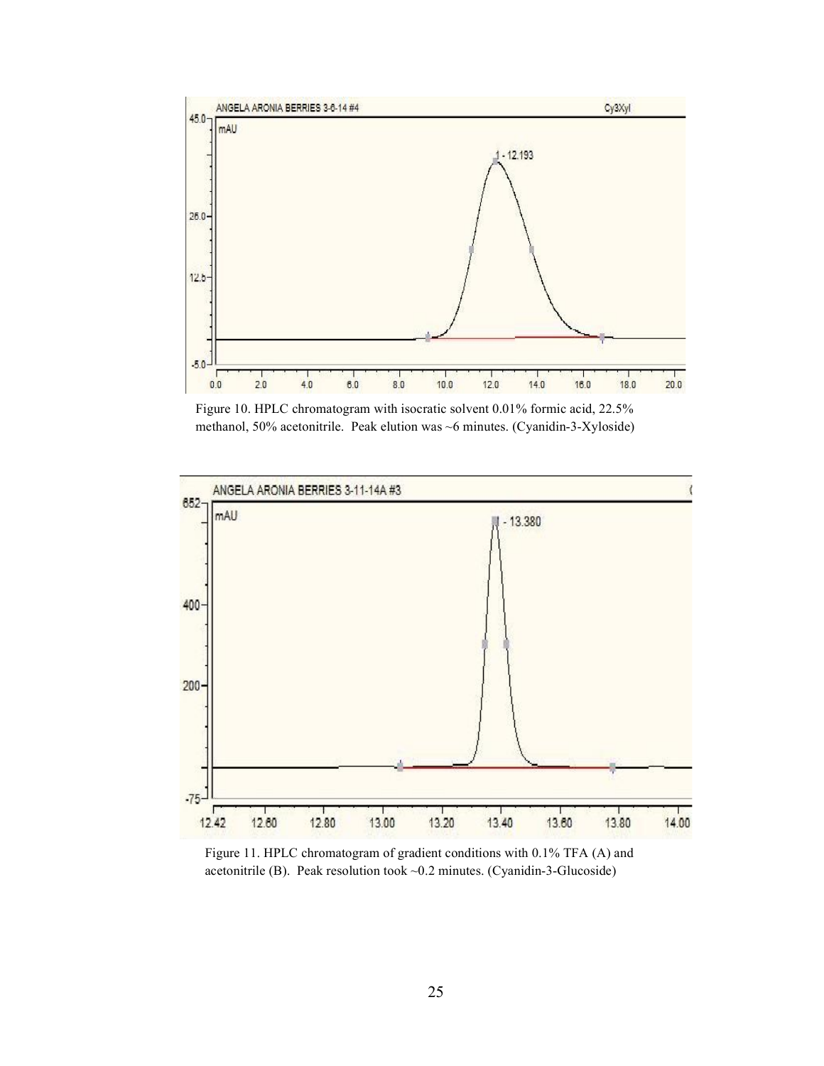Figure 10. HPLC chromatogram with isocratic solvent 0.01% formic acid, 22.5% methanol, 50% acetonitrile. Peak elution was ~6 minutes. (Cyanidin-3-Xyloside)

Figure 11. HPLC chromatogram of gradient conditions with 0.1% TFA (A) and acetonitrile (B). Peak resolution took ~0.2 minutes. (Cyanidin-3-Glucoside)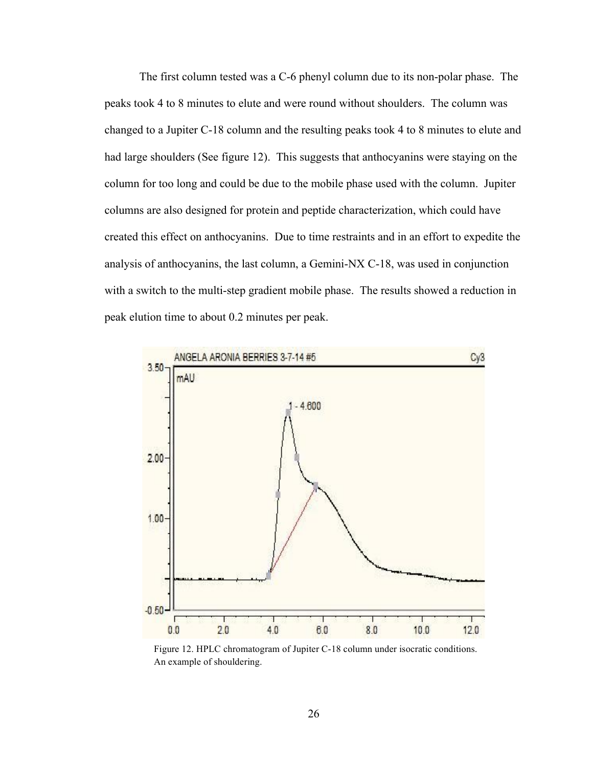The first column tested was a C-6 phenyl column due to its non-polar phase. The peaks took 4 to 8 minutes to elute and were round without shoulders. The column was changed to a Jupiter C-18 column and the resulting peaks took 4 to 8 minutes to elute and had large shoulders (See figure 12). This suggests that anthocyanins were staying on the column for too long and could be due to the mobile phase used with the column. Jupiter columns are also designed for protein and peptide characterization, which could have created this effect on anthocyanins. Due to time restraints and in an effort to expedite the analysis of anthocyanins, the last column, a Gemini-NX C-18, was used in conjunction with a switch to the multi-step gradient mobile phase. The results showed a reduction in peak elution time to about 0.2 minutes per peak.

Figure 12. HPLC chromatogram of Jupiter C-18 column under isocratic conditions. An example of shouldering.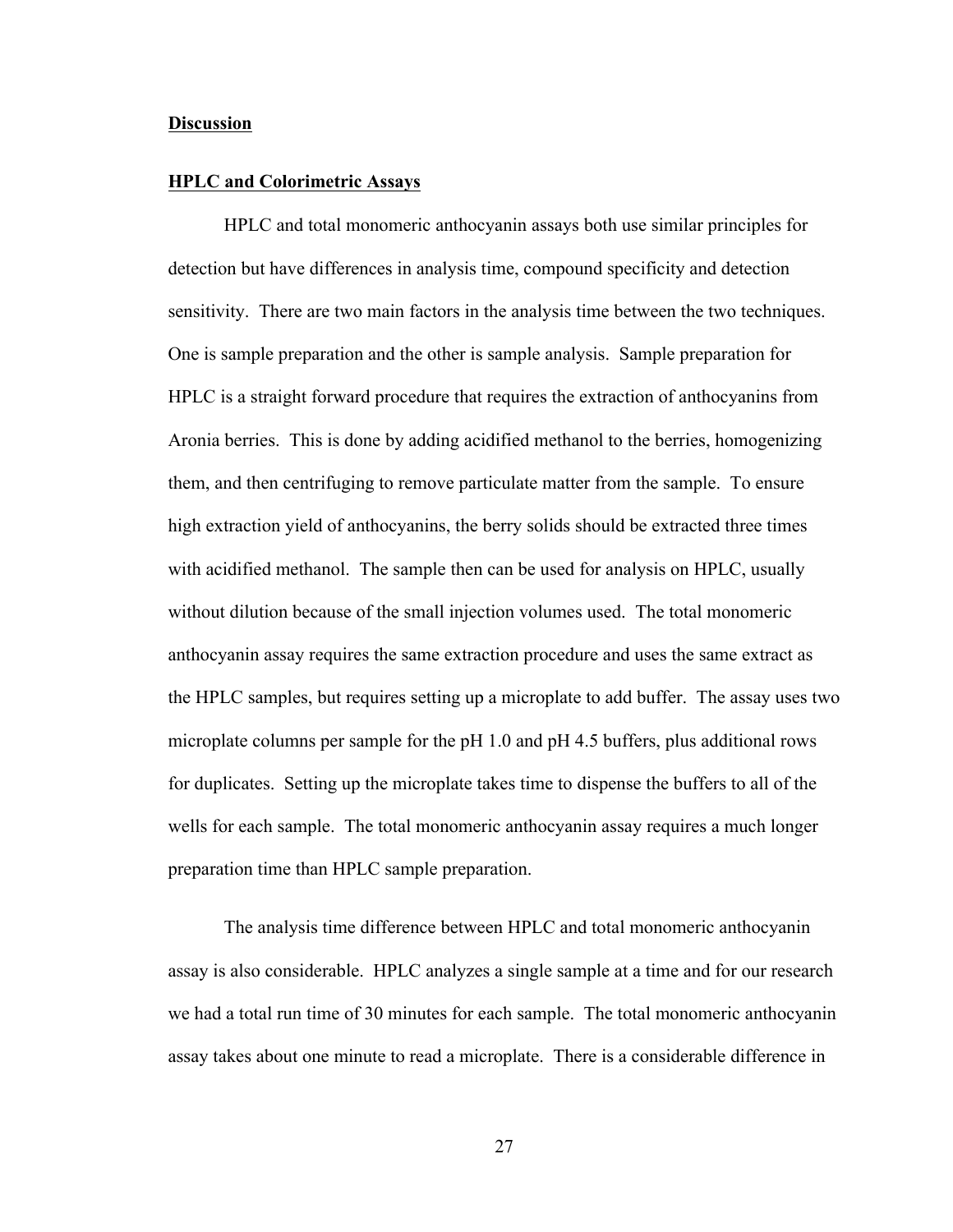## Discussion

### HPLC and Colorimetric Assays

HPLC and total monomeric anthocyanin assays both use similar principles for detection but have differences in analysis time, compound specificity and detection sensitivity. There are two main factors in the analysis time between the two techniques. One is sample preparation and the other is sample analysis. Sample preparation for HPLC is a straight forward procedure that requires the extraction of anthocyanins from Aronia berries. This is done by adding acidified methanol to the berries, homogenizing them, and then centrifuging to remove particulate matter from the sample. To ensure high extraction yield of anthocyanins, the berry solids should be extracted three times with acidified methanol. The sample then can be used for analysis on HPLC, usually without dilution because of the small injection volumes used. The total monomeric anthocyanin assay requires the same extraction procedure and uses the same extract as the HPLC samples, but requires setting up a microplate to add buffer. The assay uses two microplate columns per sample for the pH 1.0 and pH 4.5 buffers, plus additional rows for duplicates. Setting up the microplate takes time to dispense the buffers to all of the wells for each sample. The total monomeric anthocyanin assay requires a much longer preparation time than HPLC sample preparation.

The analysis time difference between HPLC and total monomeric anthocyanin assay is also considerable. HPLC analyzes a single sample at a time and for our research we had a total run time of 30 minutes for each sample. The total monomeric anthocyanin assay takes about one minute to read a microplate. There is a considerable difference in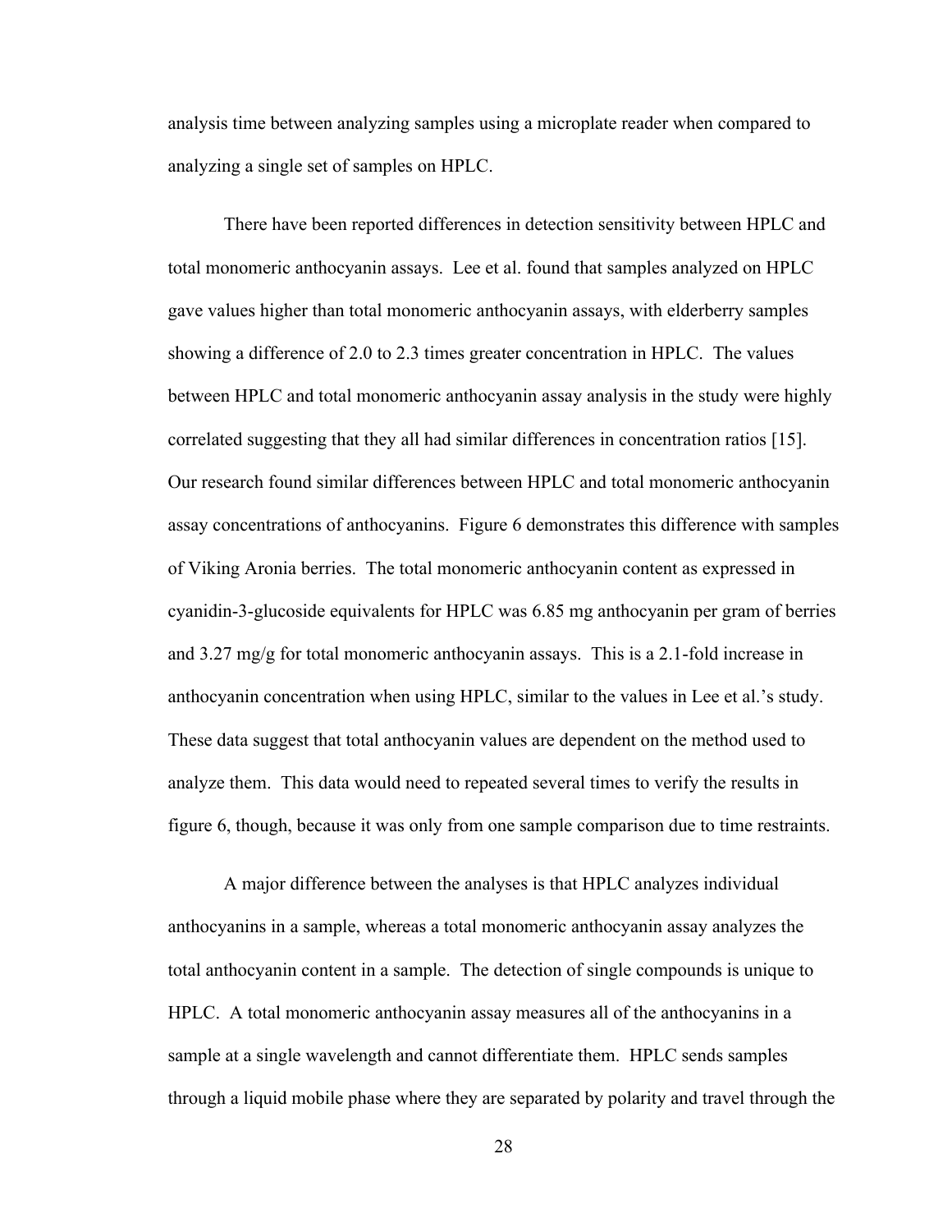analysis time between analyzing samples using a microplate reader when compared to analyzing a single set of samples on HPLC.

There have been reported differences in detection sensitivity between HPLC and total monomeric anthocyanin assays. Lee et al. found that samples analyzed on HPLC gave values higher than total monomeric anthocyanin assays, with elderberry samples showing a difference of 2.0 to 2.3 times greater concentration in HPLC. The values between HPLC and total monomeric anthocyanin assay analysis in the study were highly correlated suggesting that they all had similar differences in concentration ratios [15]. Our research found similar differences between HPLC and total monomeric anthocyanin assay concentrations of anthocyanins. Figure 6 demonstrates this difference with samples of Viking Aronia berries. The total monomeric anthocyanin content as expressed in cyanidin-3-glucoside equivalents for HPLC was 6.85 mg anthocyanin per gram of berries and 3.27 mg/g for total monomeric anthocyanin assays. This is a 2.1-fold increase in anthocyanin concentration when using HPLC, similar to the values in Lee et al.'s study. These data suggest that total anthocyanin values are dependent on the method used to analyze them. This data would need to repeated several times to verify the results in figure 6, though, because it was only from one sample comparison due to time restraints.

A major difference between the analyses is that HPLC analyzes individual anthocyanins in a sample, whereas a total monomeric anthocyanin assay analyzes the total anthocyanin content in a sample. The detection of single compounds is unique to HPLC. A total monomeric anthocyanin assay measures all of the anthocyanins in a sample at a single wavelength and cannot differentiate them. HPLC sends samples through a liquid mobile phase where they are separated by polarity and travel through the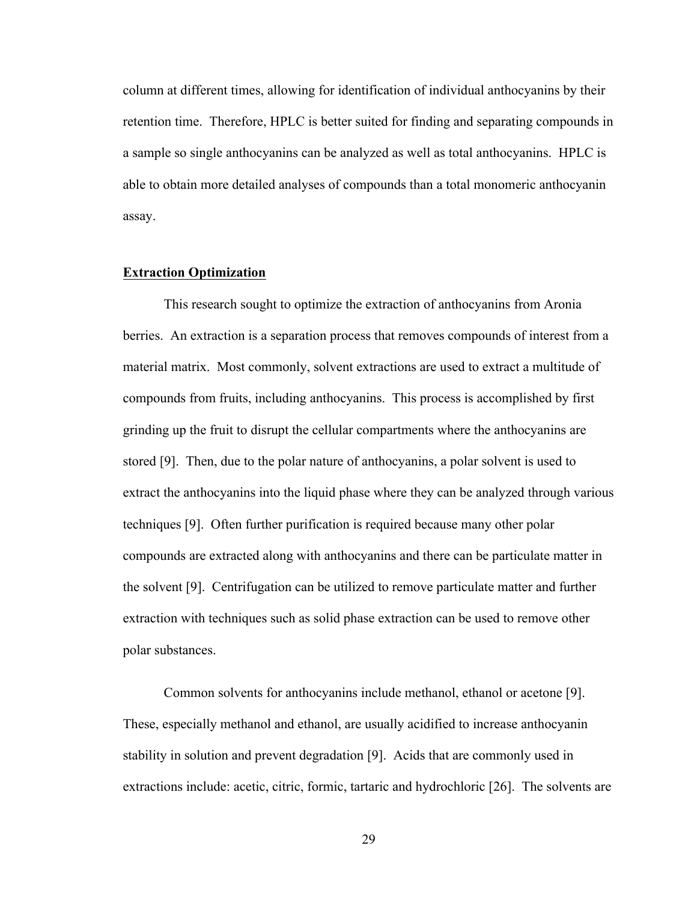column at different times, allowing for identification of individual anthocyanins by their retention time. Therefore, HPLC is better suited for finding and separating compounds in a sample so single anthocyanins can be analyzed as well as total anthocyanins. HPLC is able to obtain more detailed analyses of compounds than a total monomeric anthocyanin assay.

## Extraction Optimization

This research sought to optimize the extraction of anthocyanins from Aronia berries. An extraction is a separation process that removes compounds of interest from a material matrix. Most commonly, solvent extractions are used to extract a multitude of compounds from fruits, including anthocyanins. This process is accomplished by first grinding up the fruit to disrupt the cellular compartments where the anthocyanins are stored [9]. Then, due to the polar nature of anthocyanins, a polar solvent is used to extract the anthocyanins into the liquid phase where they can be analyzed through various techniques [9]. Often further purification is required because many other polar compounds are extracted along with anthocyanins and there can be particulate matter in the solvent [9]. Centrifugation can be utilized to remove particulate matter and further extraction with techniques such as solid phase extraction can be used to remove other polar substances.

Common solvents for anthocyanins include methanol, ethanol or acetone [9]. These, especially methanol and ethanol, are usually acidified to increase anthocyanin stability in solution and prevent degradation [9]. Acids that are commonly used in extractions include: acetic, citric, formic, tartaric and hydrochloric [26]. The solvents are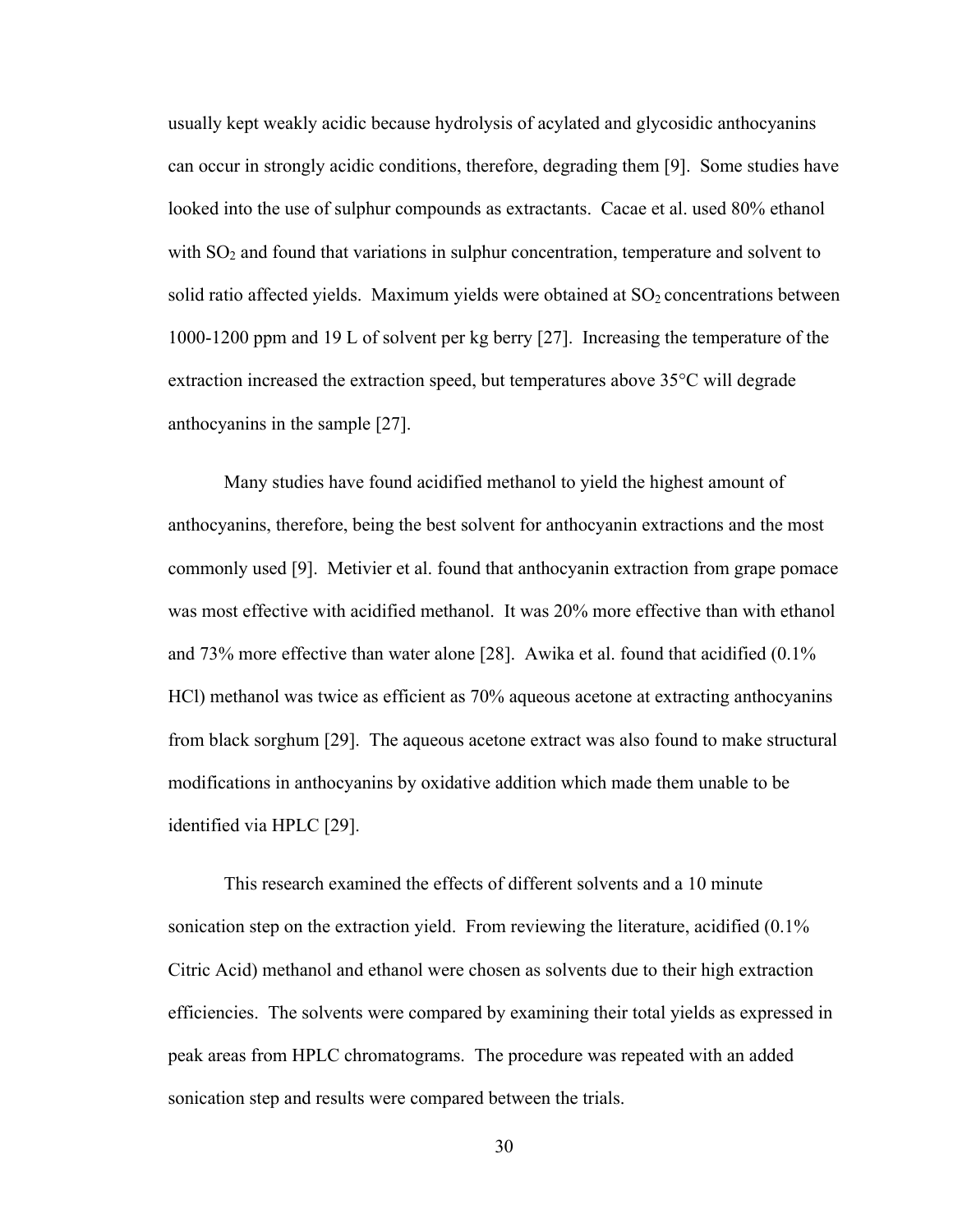usually kept weakly acidic because hydrolysis of acylated and glycosidic anthocyanins can occur in strongly acidic conditions, therefore, degrading them [9]. Some studies have looked into the use of sulphur compounds as extractants. Cacae et al. used 80% ethanol with $SO_2$ and found that variations in sulphur concentration, temperature and solvent to solid ratio affected yields. Maximum yields were obtained at $SO_2$ concentrations between 1000-1200 ppm and 19 L of solvent per kg berry [27]. Increasing the temperature of the extraction increased the extraction speed, but temperatures above 35°C will degrade anthocyanins in the sample [27].

Many studies have found acidified methanol to yield the highest amount of anthocyanins, therefore, being the best solvent for anthocyanin extractions and the most commonly used [9]. Metivier et al. found that anthocyanin extraction from grape pomace was most effective with acidified methanol. It was 20% more effective than with ethanol and 73% more effective than water alone [28]. Awika et al. found that acidified (0.1% HCl) methanol was twice as efficient as 70% aqueous acetone at extracting anthocyanins from black sorghum [29]. The aqueous acetone extract was also found to make structural modifications in anthocyanins by oxidative addition which made them unable to be identified via HPLC [29].

This research examined the effects of different solvents and a 10 minute sonication step on the extraction yield. From reviewing the literature, acidified (0.1% Citric Acid) methanol and ethanol were chosen as solvents due to their high extraction efficiencies. The solvents were compared by examining their total yields as expressed in peak areas from HPLC chromatograms. The procedure was repeated with an added sonication step and results were compared between the trials.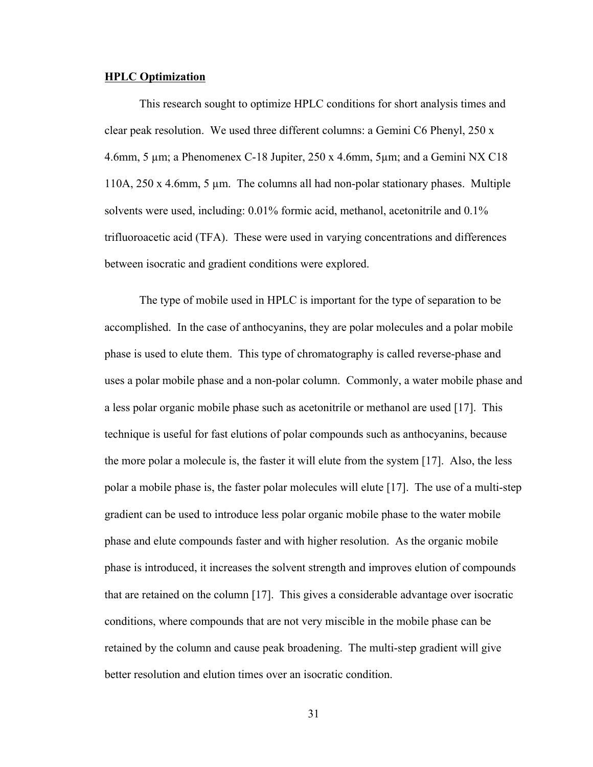**HPLC Optimization**

This research sought to optimize HPLC conditions for short analysis times and clear peak resolution. We used three different columns: a Gemini C6 Phenyl, 250 x 4.6mm, 5 µm; a Phenomenex C-18 Jupiter, 250 x 4.6mm, 5µm; and a Gemini NX C18 110A, 250 x 4.6mm, 5 µm. The columns all had non-polar stationary phases. Multiple solvents were used, including: 0.01% formic acid, methanol, acetonitrile and 0.1% trifluoroacetic acid (TFA). These were used in varying concentrations and differences between isocratic and gradient conditions were explored.

The type of mobile used in HPLC is important for the type of separation to be accomplished. In the case of anthocyanins, they are polar molecules and a polar mobile phase is used to elute them. This type of chromatography is called reverse-phase and uses a polar mobile phase and a non-polar column. Commonly, a water mobile phase and a less polar organic mobile phase such as acetonitrile or methanol are used [17]. This technique is useful for fast elutions of polar compounds such as anthocyanins, because the more polar a molecule is, the faster it will elute from the system [17]. Also, the less polar a mobile phase is, the faster polar molecules will elute [17]. The use of a multi-step gradient can be used to introduce less polar organic mobile phase to the water mobile phase and elute compounds faster and with higher resolution. As the organic mobile phase is introduced, it increases the solvent strength and improves elution of compounds that are retained on the column [17]. This gives a considerable advantage over isocratic conditions, where compounds that are not very miscible in the mobile phase can be retained by the column and cause peak broadening. The multi-step gradient will give better resolution and elution times over an isocratic condition.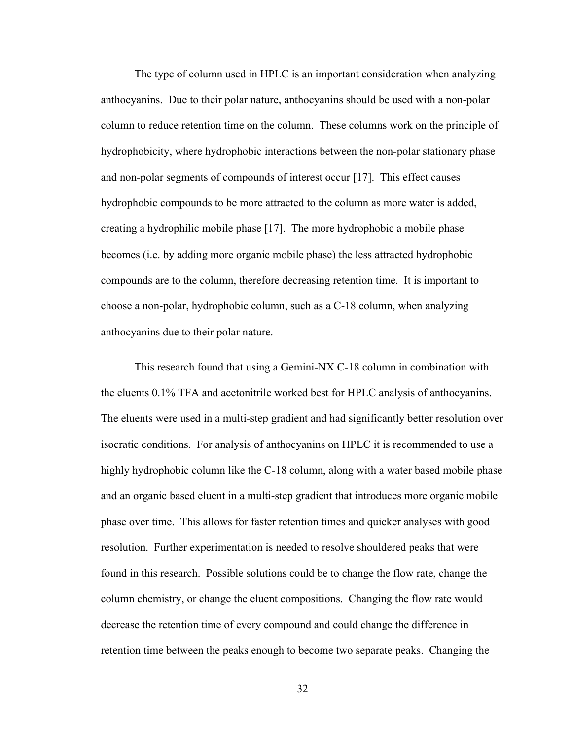The type of column used in HPLC is an important consideration when analyzing anthocyanins. Due to their polar nature, anthocyanins should be used with a non-polar column to reduce retention time on the column. These columns work on the principle of hydrophobicity, where hydrophobic interactions between the non-polar stationary phase and non-polar segments of compounds of interest occur [17]. This effect causes hydrophobic compounds to be more attracted to the column as more water is added, creating a hydrophilic mobile phase [17]. The more hydrophobic a mobile phase becomes (i.e. by adding more organic mobile phase) the less attracted hydrophobic compounds are to the column, therefore decreasing retention time. It is important to choose a non-polar, hydrophobic column, such as a C-18 column, when analyzing anthocyanins due to their polar nature.

This research found that using a Gemini-NX C-18 column in combination with the eluents 0.1% TFA and acetonitrile worked best for HPLC analysis of anthocyanins. The eluents were used in a multi-step gradient and had significantly better resolution over isocratic conditions. For analysis of anthocyanins on HPLC it is recommended to use a highly hydrophobic column like the C-18 column, along with a water based mobile phase and an organic based eluent in a multi-step gradient that introduces more organic mobile phase over time. This allows for faster retention times and quicker analyses with good resolution. Further experimentation is needed to resolve shouldered peaks that were found in this research. Possible solutions could be to change the flow rate, change the column chemistry, or change the eluent compositions. Changing the flow rate would decrease the retention time of every compound and could change the difference in retention time between the peaks enough to become two separate peaks. Changing the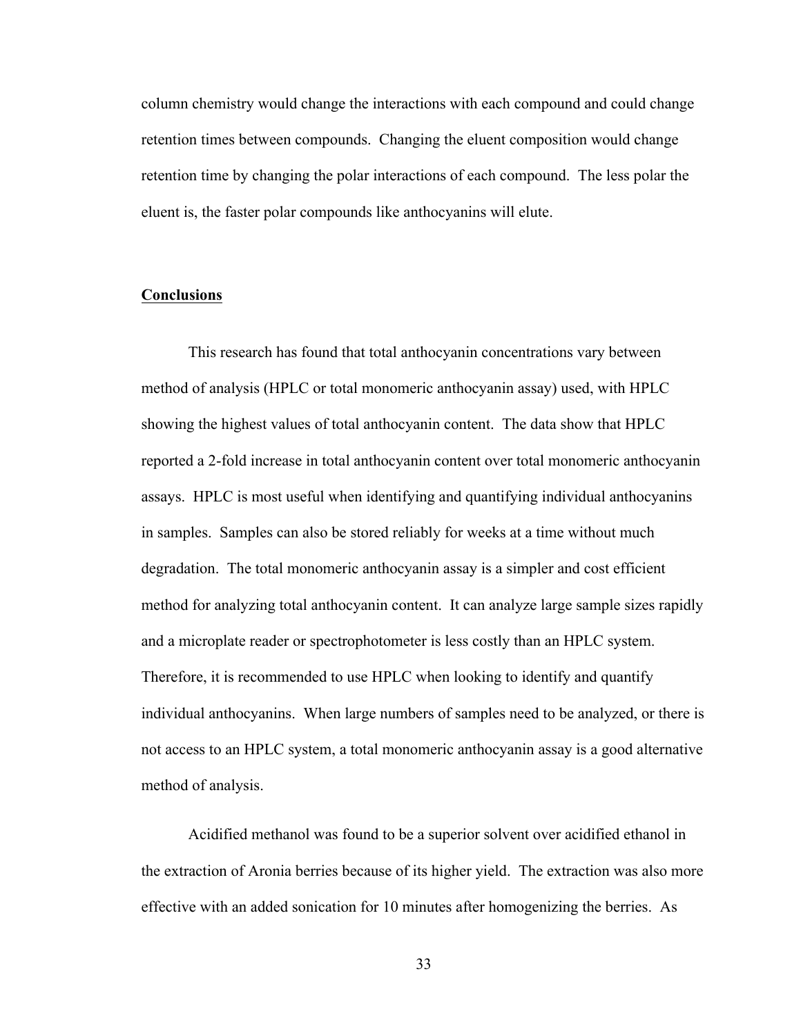column chemistry would change the interactions with each compound and could change retention times between compounds. Changing the eluent composition would change retention time by changing the polar interactions of each compound. The less polar the eluent is, the faster polar compounds like anthocyanins will elute.

## Conclusions

This research has found that total anthocyanin concentrations vary between method of analysis (HPLC or total monomeric anthocyanin assay) used, with HPLC showing the highest values of total anthocyanin content. The data show that HPLC reported a 2-fold increase in total anthocyanin content over total monomeric anthocyanin assays. HPLC is most useful when identifying and quantifying individual anthocyanins in samples. Samples can also be stored reliably for weeks at a time without much degradation. The total monomeric anthocyanin assay is a simpler and cost efficient method for analyzing total anthocyanin content. It can analyze large sample sizes rapidly and a microplate reader or spectrophotometer is less costly than an HPLC system. Therefore, it is recommended to use HPLC when looking to identify and quantify individual anthocyanins. When large numbers of samples need to be analyzed, or there is not access to an HPLC system, a total monomeric anthocyanin assay is a good alternative method of analysis.

Acidified methanol was found to be a superior solvent over acidified ethanol in the extraction of Aronia berries because of its higher yield. The extraction was also more effective with an added sonication for 10 minutes after homogenizing the berries. As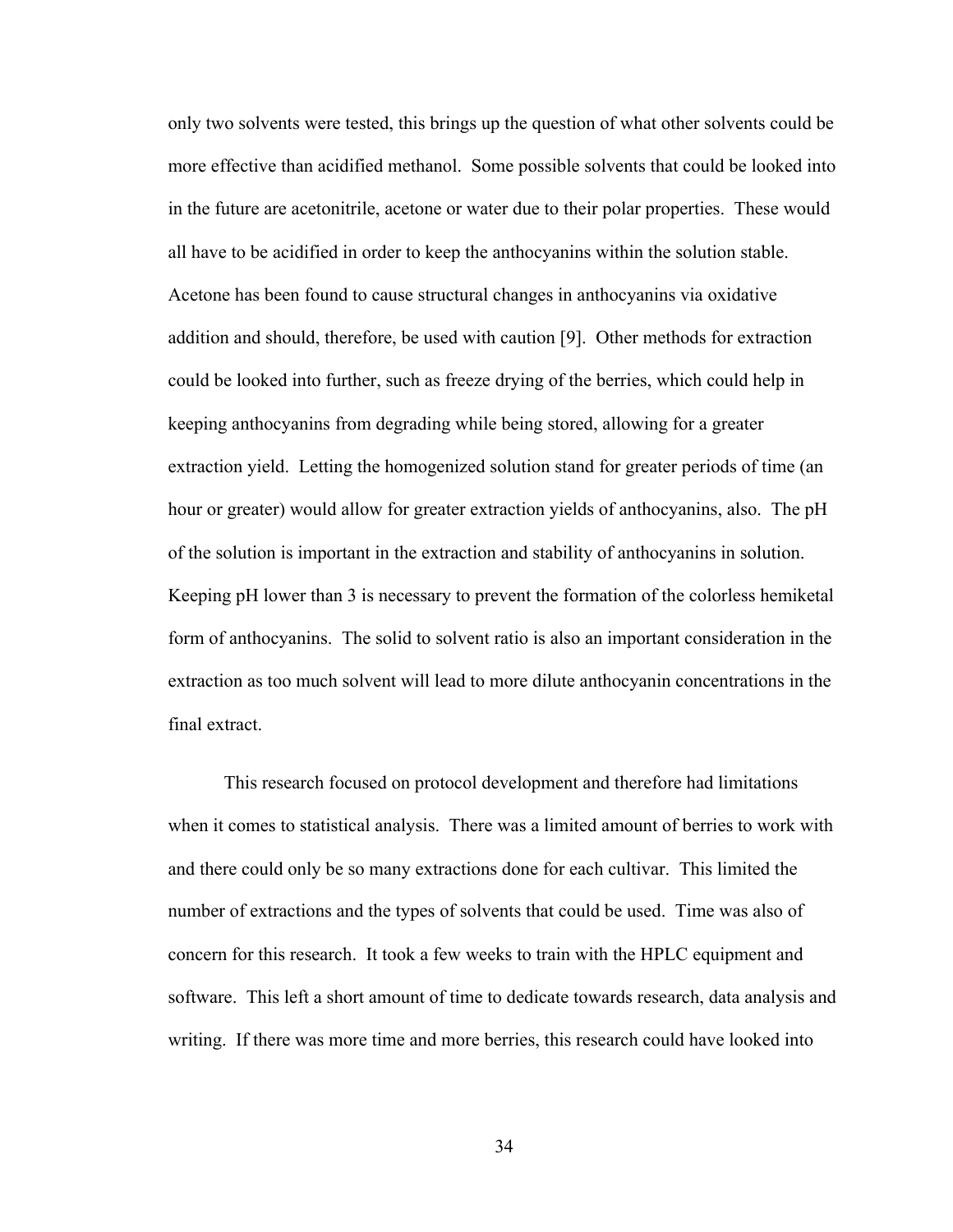only two solvents were tested, this brings up the question of what other solvents could be more effective than acidified methanol. Some possible solvents that could be looked into in the future are acetonitrile, acetone or water due to their polar properties. These would all have to be acidified in order to keep the anthocyanins within the solution stable. Acetone has been found to cause structural changes in anthocyanins via oxidative addition and should, therefore, be used with caution [9]. Other methods for extraction could be looked into further, such as freeze drying of the berries, which could help in keeping anthocyanins from degrading while being stored, allowing for a greater extraction yield. Letting the homogenized solution stand for greater periods of time (an hour or greater) would allow for greater extraction yields of anthocyanins, also. The pH of the solution is important in the extraction and stability of anthocyanins in solution. Keeping pH lower than 3 is necessary to prevent the formation of the colorless hemiketal form of anthocyanins. The solid to solvent ratio is also an important consideration in the extraction as too much solvent will lead to more dilute anthocyanin concentrations in the final extract.

This research focused on protocol development and therefore had limitations when it comes to statistical analysis. There was a limited amount of berries to work with and there could only be so many extractions done for each cultivar. This limited the number of extractions and the types of solvents that could be used. Time was also of concern for this research. It took a few weeks to train with the HPLC equipment and software. This left a short amount of time to dedicate towards research, data analysis and writing. If there was more time and more berries, this research could have looked into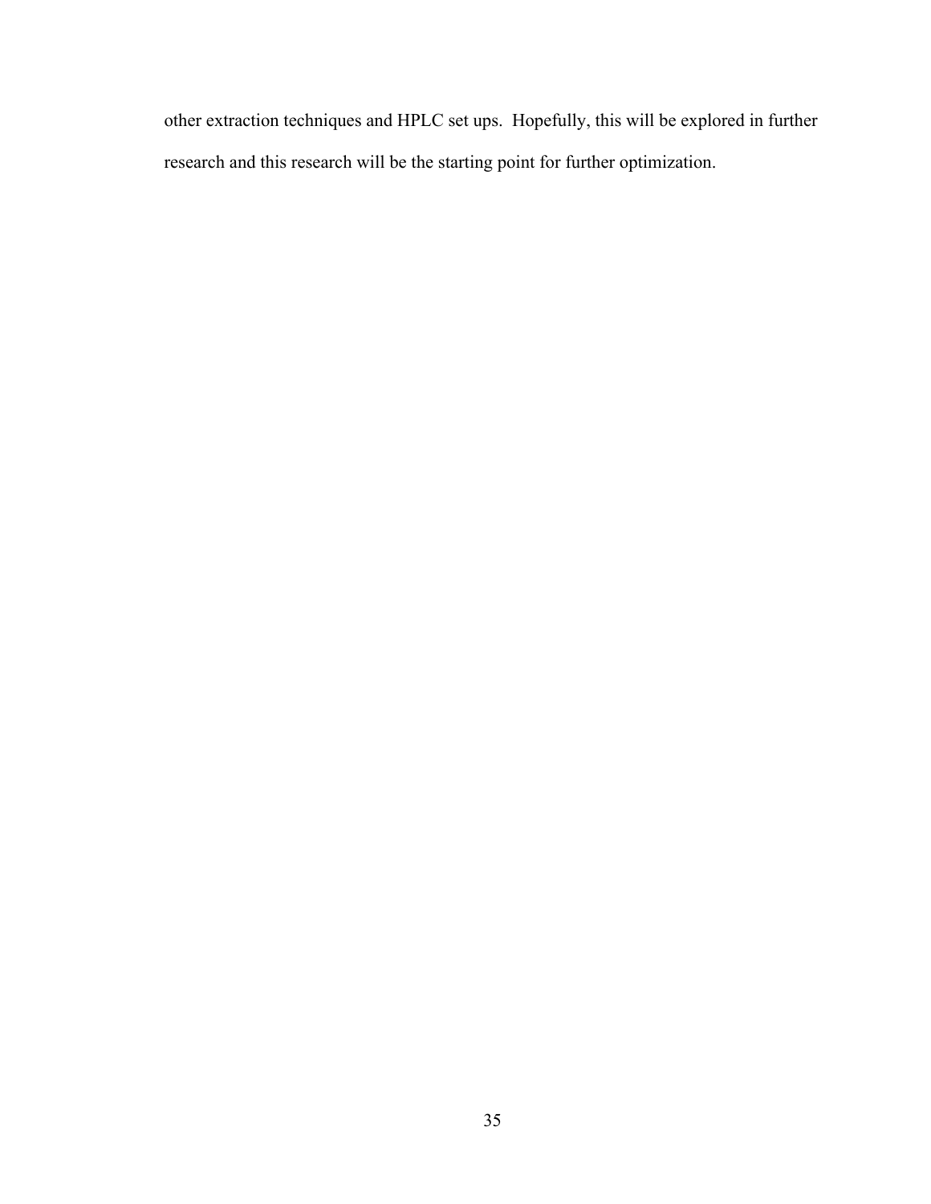other extraction techniques and HPLC set ups. Hopefully, this will be explored in further research and this research will be the starting point for further optimization.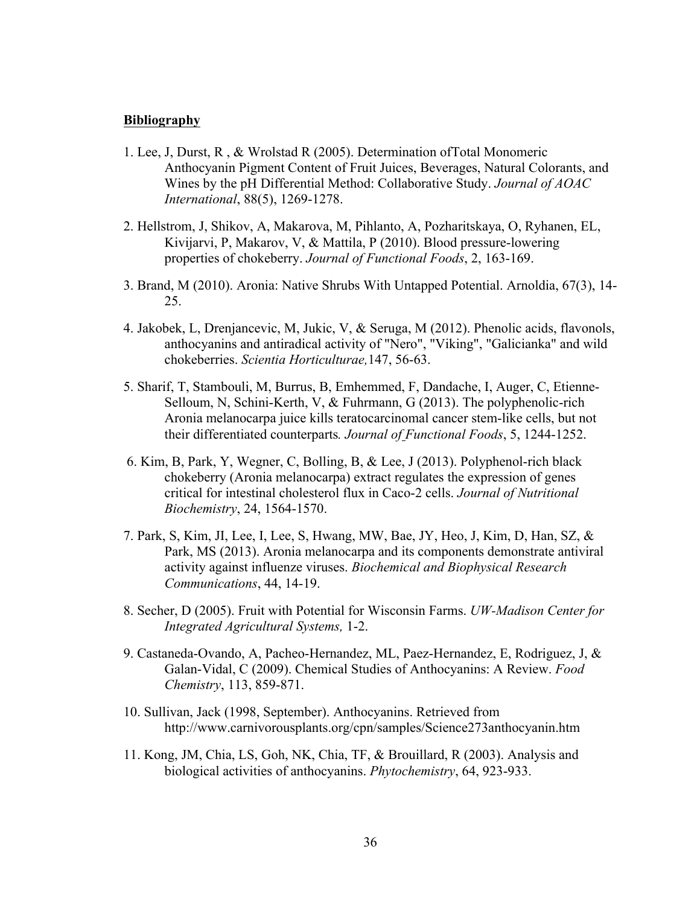**Bibliography**

1. Lee, J, Durst, R , & Wrolstad R (2005). Determination ofTotal Monomeric Anthocyanin Pigment Content of Fruit Juices, Beverages, Natural Colorants, and Wines by the pH Differential Method: Collaborative Study. *Journal of AOAC International*, 88(5), 1269-1278.

2. Hellstrom, J, Shikov, A, Makarova, M, Pihlanto, A, Pozharitskaya, O, Ryhanen, EL, Kivijarvi, P, Makarov, V, & Mattila, P (2010). Blood pressure-lowering properties of chokeberry. *Journal of Functional Foods*, 2, 163-169.

3. Brand, M (2010). Aronia: Native Shrubs With Untapped Potential. Arnoldia, 67(3), 14-25.

4. Jakobek, L, Drenjancevic, M, Jukic, V, & Seruga, M (2012). Phenolic acids, flavonols, anthocyanins and antiradical activity of "Nero", "Viking", "Galicianka" and wild chokeberries. *Scientia Horticulturae,*147, 56-63.

5. Sharif, T, Stambouli, M, Burrus, B, Emhemmed, F, Dandache, I, Auger, C, Etienne-Selloum, N, Schini-Kerth, V, & Fuhrmann, G (2013). The polyphenolic-rich Aronia melanocarpa juice kills teratocarcinomal cancer stem-like cells, but not their differentiated counterparts*. Journal of Functional Foods*, 5, 1244-1252.

6. Kim, B, Park, Y, Wegner, C, Bolling, B, & Lee, J (2013). Polyphenol-rich black chokeberry (Aronia melanocarpa) extract regulates the expression of genes critical for intestinal cholesterol flux in Caco-2 cells. *Journal of Nutritional Biochemistry*, 24, 1564-1570.

7. Park, S, Kim, JI, Lee, I, Lee, S, Hwang, MW, Bae, JY, Heo, J, Kim, D, Han, SZ, & Park, MS (2013). Aronia melanocarpa and its components demonstrate antiviral activity against influenze viruses. *Biochemical and Biophysical Research Communications*, 44, 14-19.

8. Secher, D (2005). Fruit with Potential for Wisconsin Farms. *UW-Madison Center for Integrated Agricultural Systems,* 1-2.

9. Castaneda-Ovando, A, Pacheo-Hernandez, ML, Paez-Hernandez, E, Rodriguez, J, & Galan-Vidal, C (2009). Chemical Studies of Anthocyanins: A Review. *Food Chemistry*, 113, 859-871.

10. Sullivan, Jack (1998, September). Anthocyanins. Retrieved from http://www.carnivorousplants.org/cpn/samples/Science273anthocyanin.htm

11. Kong, JM, Chia, LS, Goh, NK, Chia, TF, & Brouillard, R (2003). Analysis and biological activities of anthocyanins. *Phytochemistry*, 64, 923-933.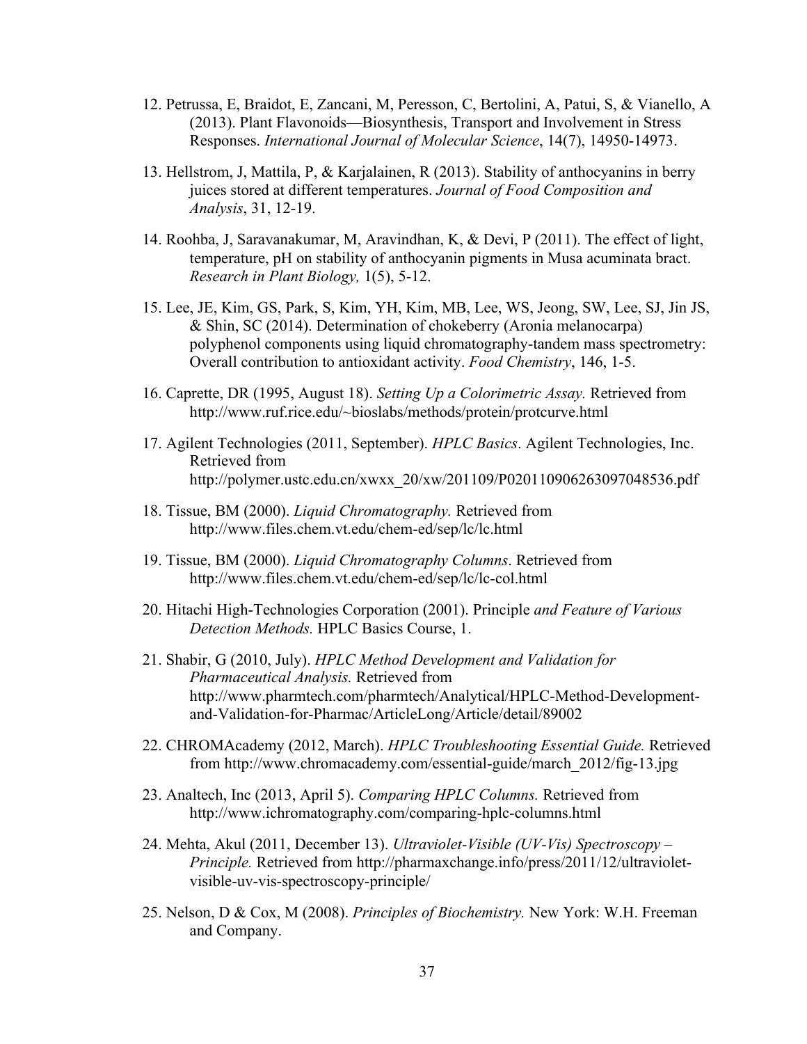12. Petrussa, E, Braidot, E, Zancani, M, Peresson, C, Bertolini, A, Patui, S, & Vianello, A (2013). Plant Flavonoids—Biosynthesis, Transport and Involvement in Stress Responses. *International Journal of Molecular Science*, 14(7), 14950-14973.

13. Hellstrom, J, Mattila, P, & Karjalainen, R (2013). Stability of anthocyanins in berry juices stored at different temperatures. *Journal of Food Composition and Analysis*, 31, 12-19.

14. Roohba, J, Saravanakumar, M, Aravindhan, K, & Devi, P (2011). The effect of light, temperature, pH on stability of anthocyanin pigments in Musa acuminata bract. *Research in Plant Biology,* 1(5), 5-12.

15. Lee, JE, Kim, GS, Park, S, Kim, YH, Kim, MB, Lee, WS, Jeong, SW, Lee, SJ, Jin JS, & Shin, SC (2014). Determination of chokeberry (Aronia melanocarpa) polyphenol components using liquid chromatography-tandem mass spectrometry: Overall contribution to antioxidant activity. *Food Chemistry*, 146, 1-5.

16. Caprette, DR (1995, August 18). *Setting Up a Colorimetric Assay.* Retrieved from http://www.ruf.rice.edu/~bioslabs/methods/protein/protcurve.html

17. Agilent Technologies (2011, September). *HPLC Basics*. Agilent Technologies, Inc. Retrieved from http://polymer.ustc.edu.cn/xwxx_20/xw/201109/P020110906263097048536.pdf

18. Tissue, BM (2000). *Liquid Chromatography.* Retrieved from http://www.files.chem.vt.edu/chem-ed/sep/lc/lc.html

19. Tissue, BM (2000). *Liquid Chromatography Columns*. Retrieved from http://www.files.chem.vt.edu/chem-ed/sep/lc/lc-col.html

20. Hitachi High-Technologies Corporation (2001). Principle *and Feature of Various Detection Methods.* HPLC Basics Course, 1.

21. Shabir, G (2010, July). *HPLC Method Development and Validation for Pharmaceutical Analysis.* Retrieved from http://www.pharmtech.com/pharmtech/Analytical/HPLC-Method-Development-and-Validation-for-Pharmac/ArticleLong/Article/detail/89002

22. CHROMAcademy (2012, March). *HPLC Troubleshooting Essential Guide.* Retrieved from http://www.chromacademy.com/essential-guide/march_2012/fig-13.jpg

23. Analtech, Inc (2013, April 5). *Comparing HPLC Columns.* Retrieved from http://www.ichromatography.com/comparing-hplc-columns.html

24. Mehta, Akul (2011, December 13). *Ultraviolet-Visible (UV-Vis) Spectroscopy – Principle.* Retrieved from http://pharmaxchange.info/press/2011/12/ultraviolet-visible-uv-vis-spectroscopy-principle/

25. Nelson, D & Cox, M (2008). *Principles of Biochemistry.* New York: W.H. Freeman and Company.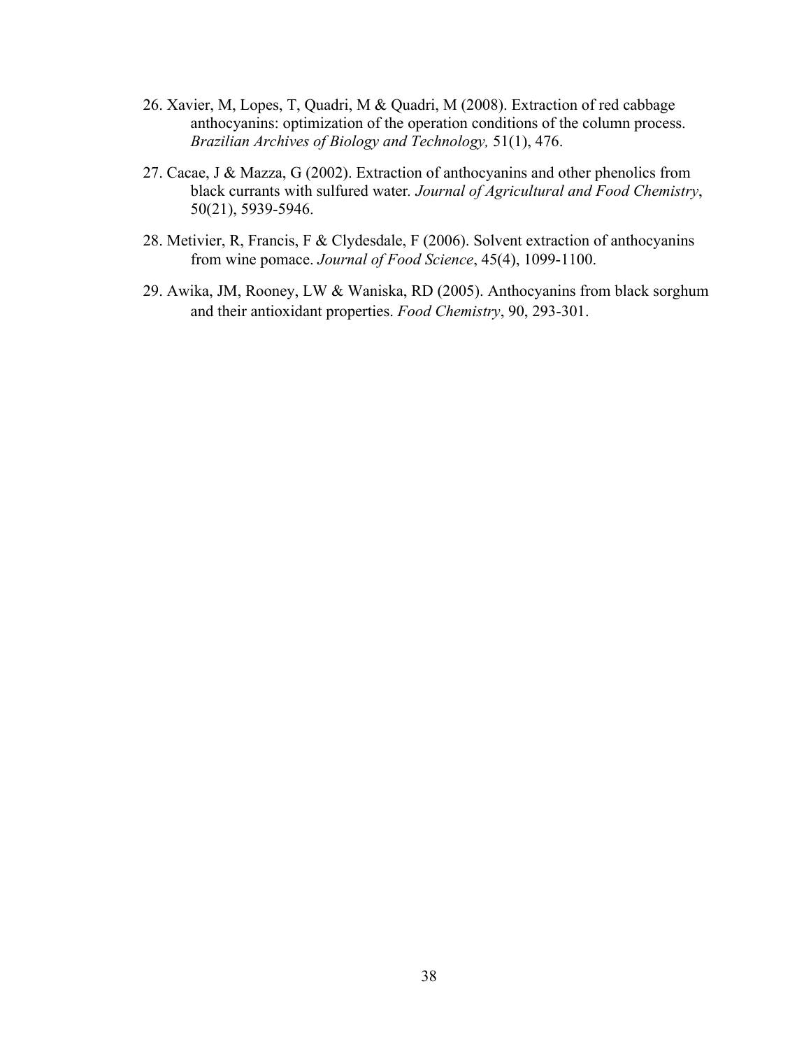26. Xavier, M, Lopes, T, Quadri, M & Quadri, M (2008). Extraction of red cabbage anthocyanins: optimization of the operation conditions of the column process. *Brazilian Archives of Biology and Technology,* 51(1), 476.

27. Cacae, J & Mazza, G (2002). Extraction of anthocyanins and other phenolics from black currants with sulfured water. *Journal of Agricultural and Food Chemistry*, 50(21), 5939-5946.

28. Metivier, R, Francis, F & Clydesdale, F (2006). Solvent extraction of anthocyanins from wine pomace. *Journal of Food Science*, 45(4), 1099-1100.

29. Awika, JM, Rooney, LW & Waniska, RD (2005). Anthocyanins from black sorghum and their antioxidant properties. *Food Chemistry*, 90, 293-301.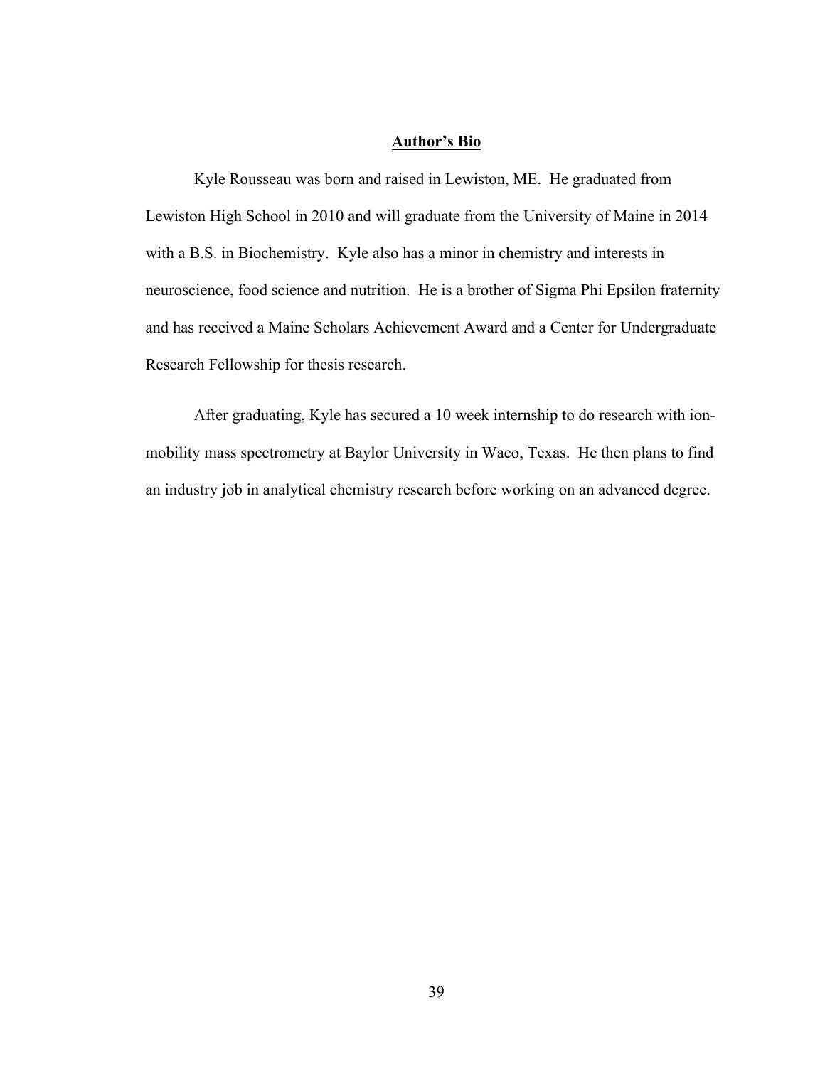## Author's Bio

Kyle Rousseau was born and raised in Lewiston, ME. He graduated from Lewiston High School in 2010 and will graduate from the University of Maine in 2014 with a B.S. in Biochemistry. Kyle also has a minor in chemistry and interests in neuroscience, food science and nutrition. He is a brother of Sigma Phi Epsilon fraternity and has received a Maine Scholars Achievement Award and a Center for Undergraduate Research Fellowship for thesis research.

After graduating, Kyle has secured a 10 week internship to do research with ion-mobility mass spectrometry at Baylor University in Waco, Texas. He then plans to find an industry job in analytical chemistry research before working on an advanced degree.